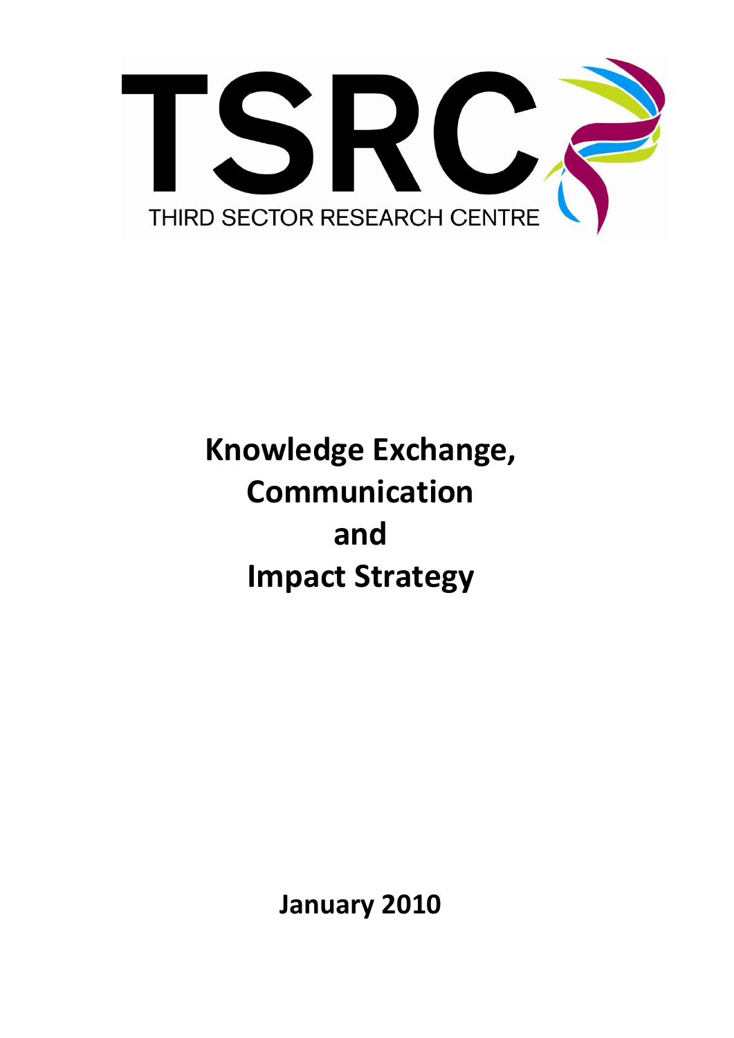TSRC

THIRD SECTOR RESEARCH CENTRE

# Knowledge Exchange, Communication and Impact Strategy

**January 2010**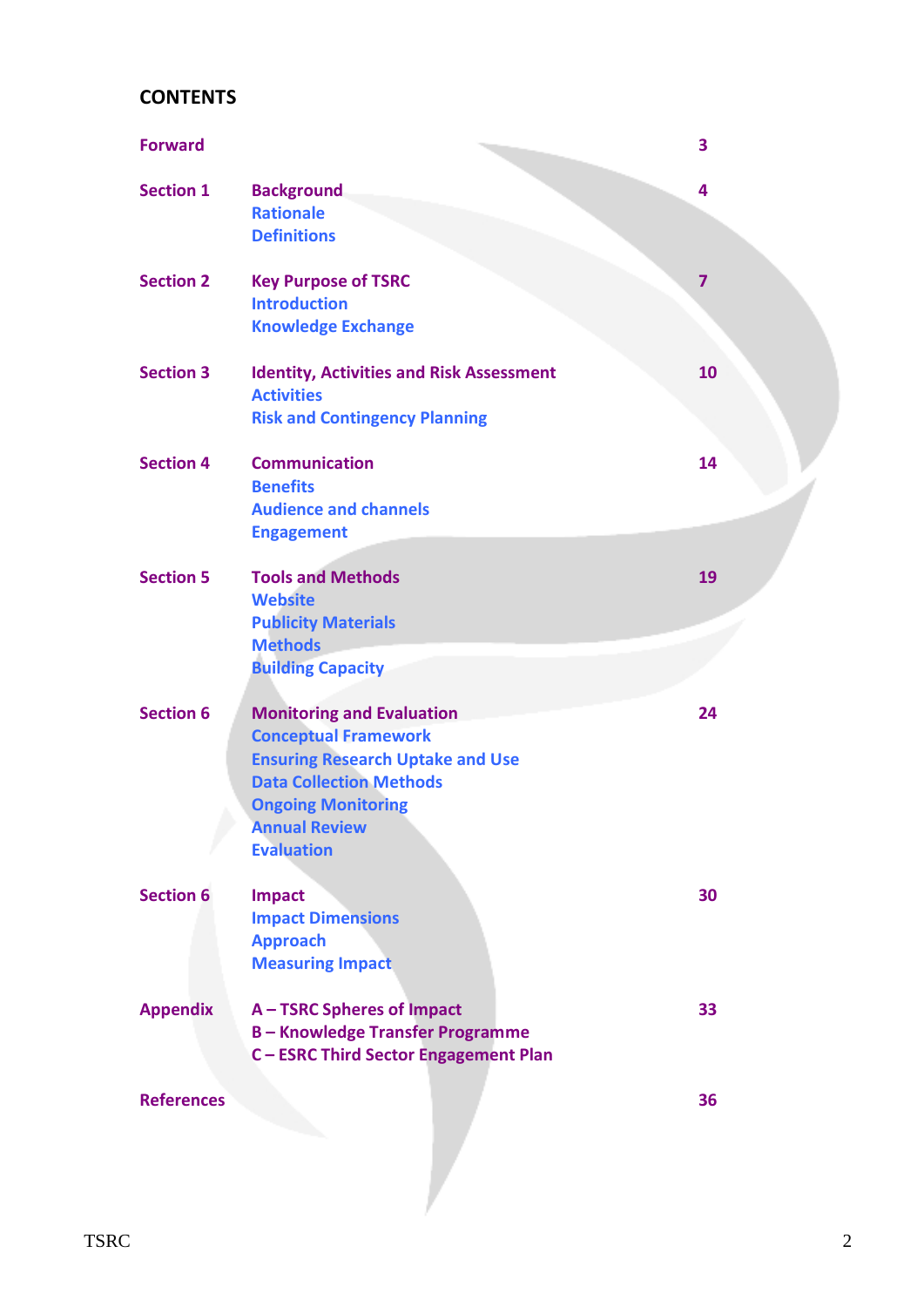# CONTENTS

| | | |
|---|---|---|
| **Forward** | | **3** |
| **Section 1** | **Background**<br>Rationale<br>Definitions | **4** |
| **Section 2** | **Key Purpose of TSRC**<br>Introduction<br>Knowledge Exchange | **7** |
| **Section 3** | **Identity, Activities and Risk Assessment**<br>Activities<br>Risk and Contingency Planning | **10** |
| **Section 4** | **Communication**<br>Benefits<br>Audience and channels<br>Engagement | **14** |
| **Section 5** | **Tools and Methods**<br>Website<br>Publicity Materials<br>Methods<br>Building Capacity | **19** |
| **Section 6** | **Monitoring and Evaluation**<br>Conceptual Framework<br>Ensuring Research Uptake and Use<br>Data Collection Methods<br>Ongoing Monitoring<br>Annual Review<br>Evaluation | **24** |
| **Section 6** | **Impact**<br>Impact Dimensions<br>Approach<br>Measuring Impact | **30** |
| **Appendix** | **A – TSRC Spheres of Impact**<br>**B – Knowledge Transfer Programme**<br>**C – ESRC Third Sector Engagement Plan** | **33** |
| **References** | | **36** |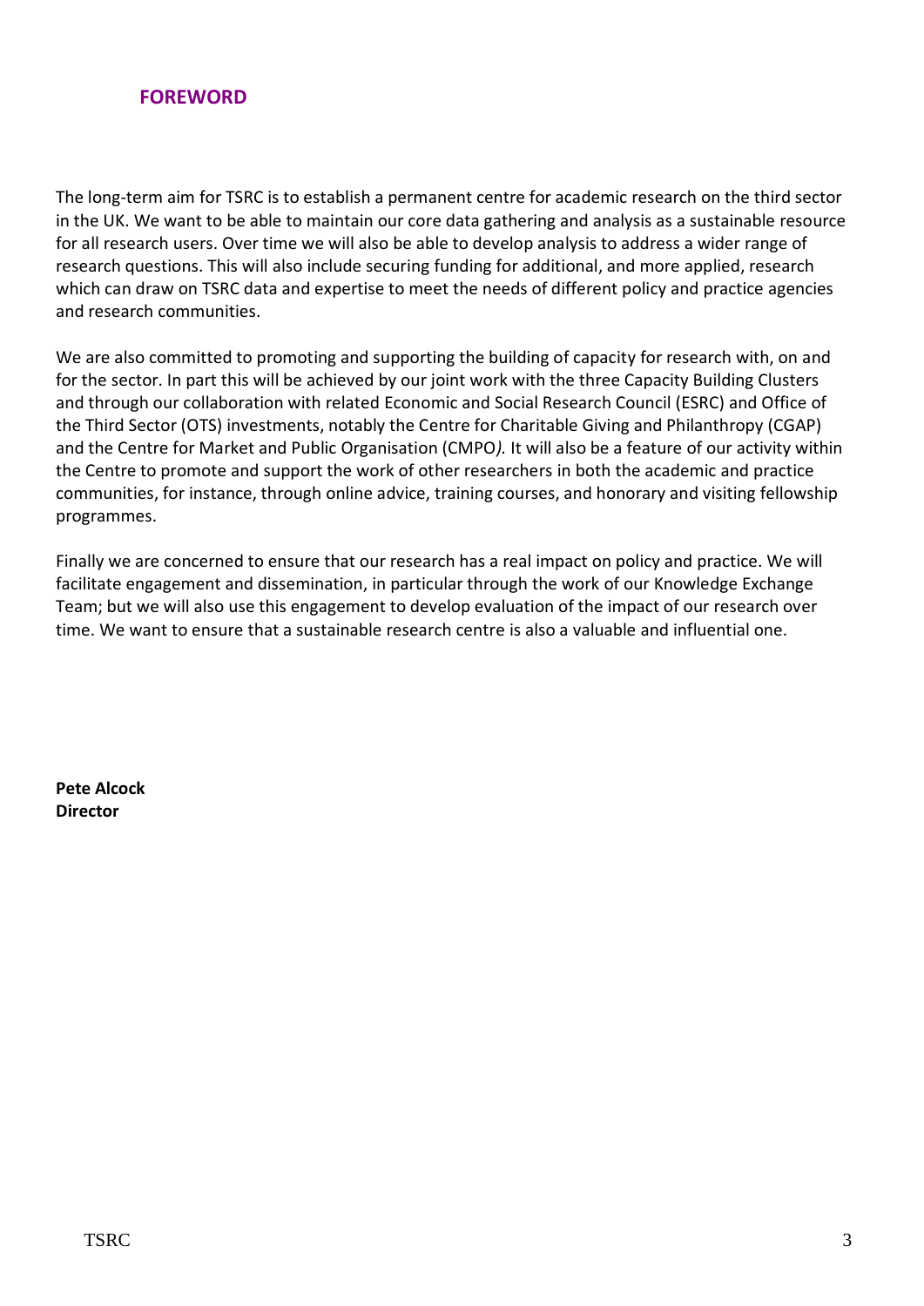## FOREWORD

The long-term aim for TSRC is to establish a permanent centre for academic research on the third sector in the UK. We want to be able to maintain our core data gathering and analysis as a sustainable resource for all research users. Over time we will also be able to develop analysis to address a wider range of research questions. This will also include securing funding for additional, and more applied, research which can draw on TSRC data and expertise to meet the needs of different policy and practice agencies and research communities.

We are also committed to promoting and supporting the building of capacity for research with, on and for the sector. In part this will be achieved by our joint work with the three Capacity Building Clusters and through our collaboration with related Economic and Social Research Council (ESRC) and Office of the Third Sector (OTS) investments, notably the Centre for Charitable Giving and Philanthropy (CGAP) and the Centre for Market and Public Organisation (CMPO*).* It will also be a feature of our activity within the Centre to promote and support the work of other researchers in both the academic and practice communities, for instance, through online advice, training courses, and honorary and visiting fellowship programmes.

Finally we are concerned to ensure that our research has a real impact on policy and practice. We will facilitate engagement and dissemination, in particular through the work of our Knowledge Exchange Team; but we will also use this engagement to develop evaluation of the impact of our research over time. We want to ensure that a sustainable research centre is also a valuable and influential one.

**Pete Alcock**
**Director**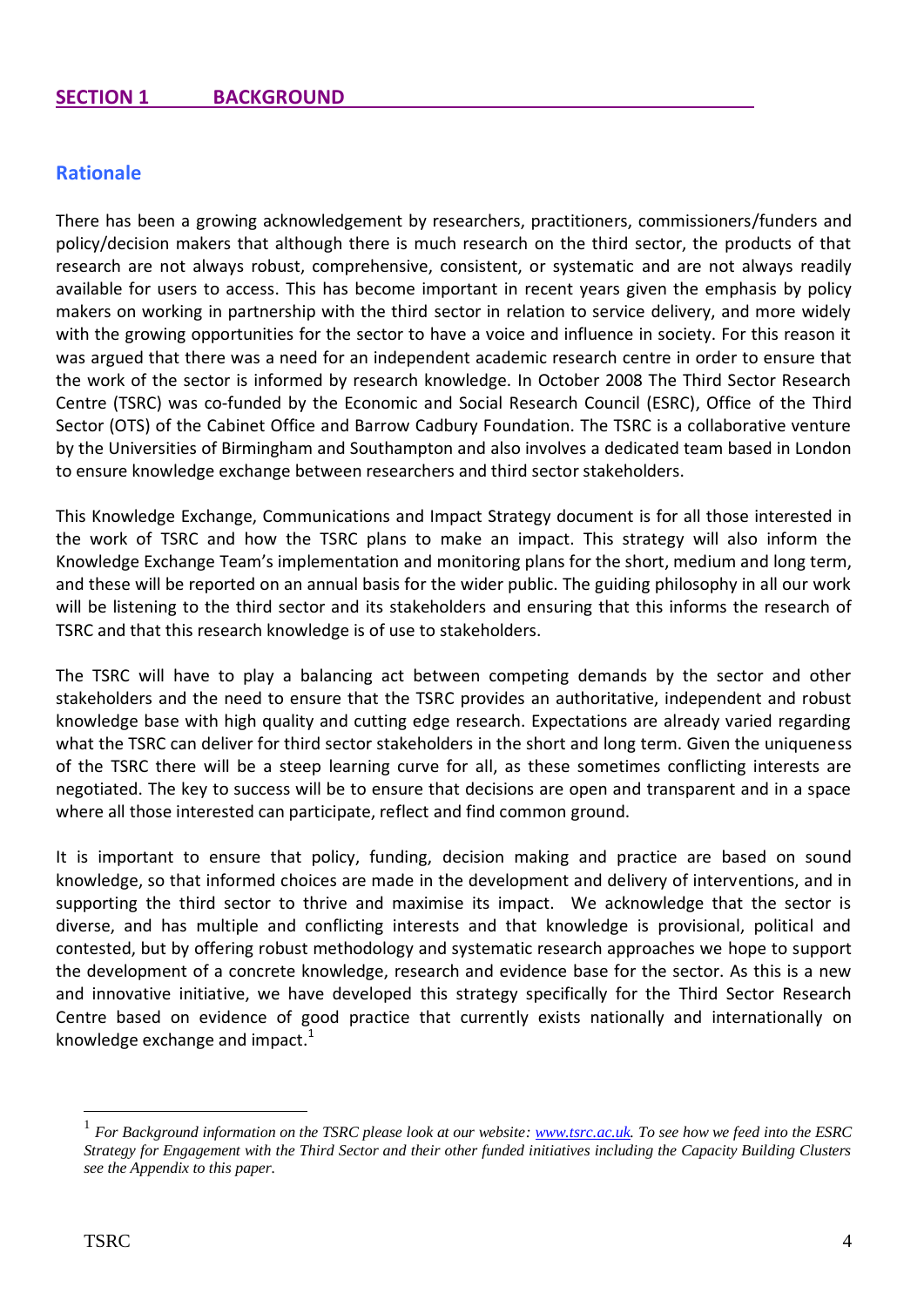## SECTION 1 BACKGROUND

### Rationale

There has been a growing acknowledgement by researchers, practitioners, commissioners/funders and policy/decision makers that although there is much research on the third sector, the products of that research are not always robust, comprehensive, consistent, or systematic and are not always readily available for users to access. This has become important in recent years given the emphasis by policy makers on working in partnership with the third sector in relation to service delivery, and more widely with the growing opportunities for the sector to have a voice and influence in society. For this reason it was argued that there was a need for an independent academic research centre in order to ensure that the work of the sector is informed by research knowledge. In October 2008 The Third Sector Research Centre (TSRC) was co-funded by the Economic and Social Research Council (ESRC), Office of the Third Sector (OTS) of the Cabinet Office and Barrow Cadbury Foundation. The TSRC is a collaborative venture by the Universities of Birmingham and Southampton and also involves a dedicated team based in London to ensure knowledge exchange between researchers and third sector stakeholders.

This Knowledge Exchange, Communications and Impact Strategy document is for all those interested in the work of TSRC and how the TSRC plans to make an impact. This strategy will also inform the Knowledge Exchange Team's implementation and monitoring plans for the short, medium and long term, and these will be reported on an annual basis for the wider public. The guiding philosophy in all our work will be listening to the third sector and its stakeholders and ensuring that this informs the research of TSRC and that this research knowledge is of use to stakeholders.

The TSRC will have to play a balancing act between competing demands by the sector and other stakeholders and the need to ensure that the TSRC provides an authoritative, independent and robust knowledge base with high quality and cutting edge research. Expectations are already varied regarding what the TSRC can deliver for third sector stakeholders in the short and long term. Given the uniqueness of the TSRC there will be a steep learning curve for all, as these sometimes conflicting interests are negotiated. The key to success will be to ensure that decisions are open and transparent and in a space where all those interested can participate, reflect and find common ground.

It is important to ensure that policy, funding, decision making and practice are based on sound knowledge, so that informed choices are made in the development and delivery of interventions, and in supporting the third sector to thrive and maximise its impact. We acknowledge that the sector is diverse, and has multiple and conflicting interests and that knowledge is provisional, political and contested, but by offering robust methodology and systematic research approaches we hope to support the development of a concrete knowledge, research and evidence base for the sector. As this is a new and innovative initiative, we have developed this strategy specifically for the Third Sector Research Centre based on evidence of good practice that currently exists nationally and internationally on knowledge exchange and impact.[1]

---

[1] *For Background information on the TSRC please look at our website: [www.tsrc.ac.uk](http://www.tsrc.ac.uk). To see how we feed into the ESRC Strategy for Engagement with the Third Sector and their other funded initiatives including the Capacity Building Clusters see the Appendix to this paper.*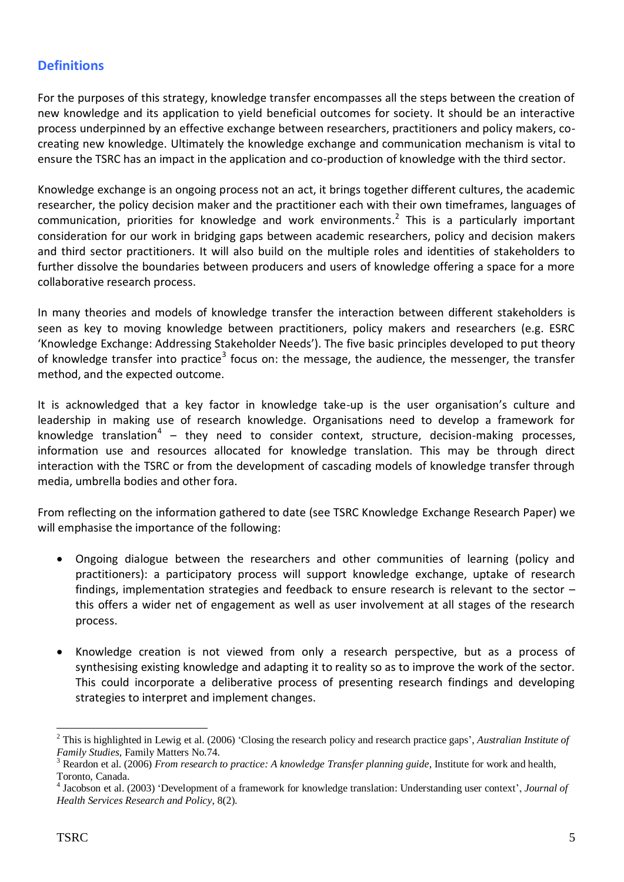## Definitions

For the purposes of this strategy, knowledge transfer encompasses all the steps between the creation of new knowledge and its application to yield beneficial outcomes for society. It should be an interactive process underpinned by an effective exchange between researchers, practitioners and policy makers, co-creating new knowledge. Ultimately the knowledge exchange and communication mechanism is vital to ensure the TSRC has an impact in the application and co-production of knowledge with the third sector.

Knowledge exchange is an ongoing process not an act, it brings together different cultures, the academic researcher, the policy decision maker and the practitioner each with their own timeframes, languages of communication, priorities for knowledge and work environments.[2] This is a particularly important consideration for our work in bridging gaps between academic researchers, policy and decision makers and third sector practitioners. It will also build on the multiple roles and identities of stakeholders to further dissolve the boundaries between producers and users of knowledge offering a space for a more collaborative research process.

In many theories and models of knowledge transfer the interaction between different stakeholders is seen as key to moving knowledge between practitioners, policy makers and researchers (e.g. ESRC 'Knowledge Exchange: Addressing Stakeholder Needs'). The five basic principles developed to put theory of knowledge transfer into practice[3] focus on: the message, the audience, the messenger, the transfer method, and the expected outcome.

It is acknowledged that a key factor in knowledge take-up is the user organisation's culture and leadership in making use of research knowledge. Organisations need to develop a framework for knowledge translation[4] – they need to consider context, structure, decision-making processes, information use and resources allocated for knowledge translation. This may be through direct interaction with the TSRC or from the development of cascading models of knowledge transfer through media, umbrella bodies and other fora.

From reflecting on the information gathered to date (see TSRC Knowledge Exchange Research Paper) we will emphasise the importance of the following:

- Ongoing dialogue between the researchers and other communities of learning (policy and practitioners): a participatory process will support knowledge exchange, uptake of research findings, implementation strategies and feedback to ensure research is relevant to the sector – this offers a wider net of engagement as well as user involvement at all stages of the research process.

- Knowledge creation is not viewed from only a research perspective, but as a process of synthesising existing knowledge and adapting it to reality so as to improve the work of the sector. This could incorporate a deliberative process of presenting research findings and developing strategies to interpret and implement changes.

---

[2] This is highlighted in Lewig et al. (2006) 'Closing the research policy and research practice gaps', *Australian Institute of Family Studies*, Family Matters No.74.

[3] Reardon et al. (2006) *From research to practice: A knowledge Transfer planning guide*, Institute for work and health, Toronto, Canada.

[4] Jacobson et al. (2003) 'Development of a framework for knowledge translation: Understanding user context', *Journal of Health Services Research and Policy*, 8(2).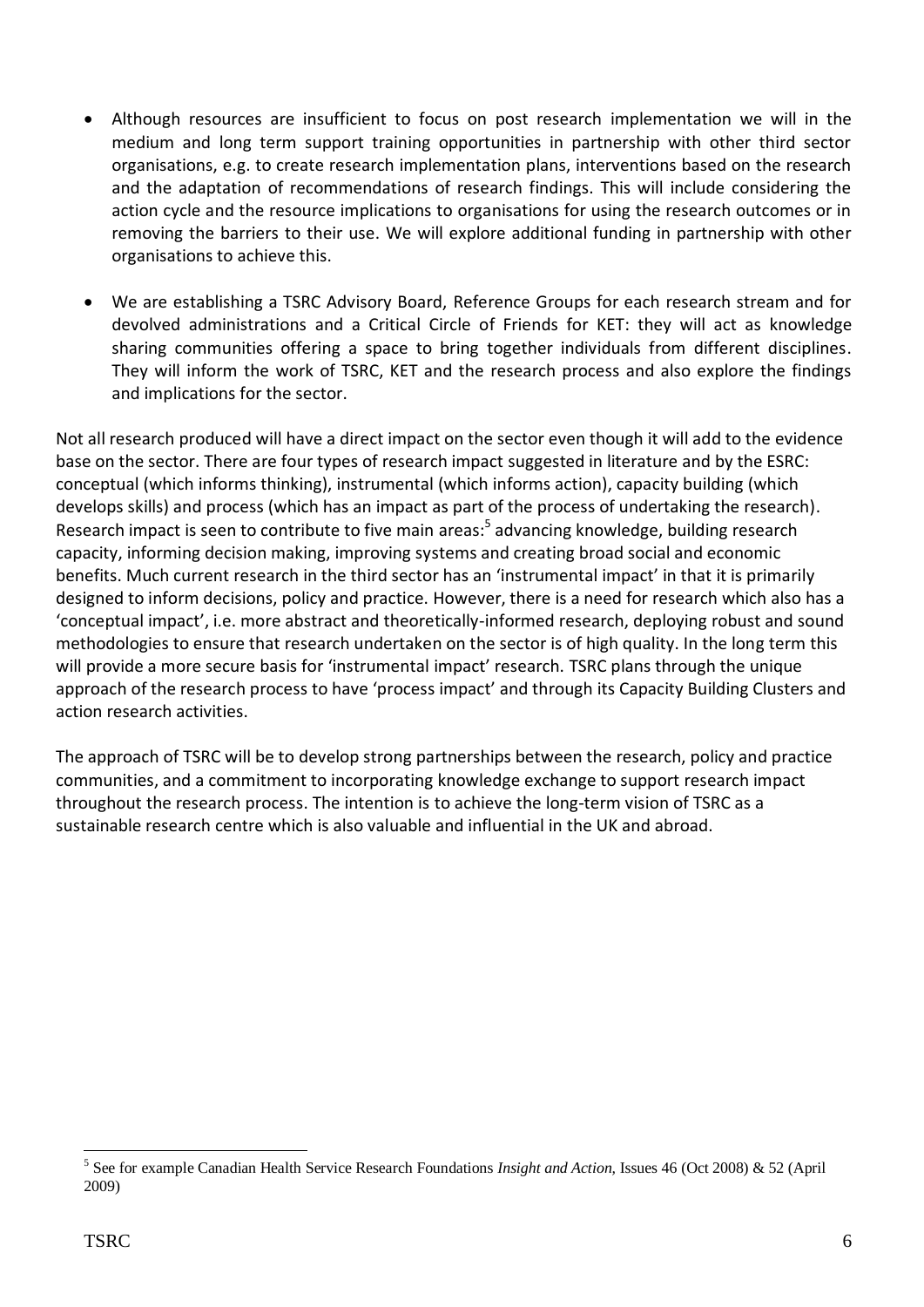- Although resources are insufficient to focus on post research implementation we will in the medium and long term support training opportunities in partnership with other third sector organisations, e.g. to create research implementation plans, interventions based on the research and the adaptation of recommendations of research findings. This will include considering the action cycle and the resource implications to organisations for using the research outcomes or in removing the barriers to their use. We will explore additional funding in partnership with other organisations to achieve this.

- We are establishing a TSRC Advisory Board, Reference Groups for each research stream and for devolved administrations and a Critical Circle of Friends for KET: they will act as knowledge sharing communities offering a space to bring together individuals from different disciplines. They will inform the work of TSRC, KET and the research process and also explore the findings and implications for the sector.

Not all research produced will have a direct impact on the sector even though it will add to the evidence base on the sector. There are four types of research impact suggested in literature and by the ESRC: conceptual (which informs thinking), instrumental (which informs action), capacity building (which develops skills) and process (which has an impact as part of the process of undertaking the research). Research impact is seen to contribute to five main areas:[5] advancing knowledge, building research capacity, informing decision making, improving systems and creating broad social and economic benefits. Much current research in the third sector has an 'instrumental impact' in that it is primarily designed to inform decisions, policy and practice. However, there is a need for research which also has a 'conceptual impact', i.e. more abstract and theoretically-informed research, deploying robust and sound methodologies to ensure that research undertaken on the sector is of high quality. In the long term this will provide a more secure basis for 'instrumental impact' research. TSRC plans through the unique approach of the research process to have 'process impact' and through its Capacity Building Clusters and action research activities.

The approach of TSRC will be to develop strong partnerships between the research, policy and practice communities, and a commitment to incorporating knowledge exchange to support research impact throughout the research process. The intention is to achieve the long-term vision of TSRC as a sustainable research centre which is also valuable and influential in the UK and abroad.

[5] See for example Canadian Health Service Research Foundations *Insight and Action*, Issues 46 (Oct 2008) & 52 (April 2009)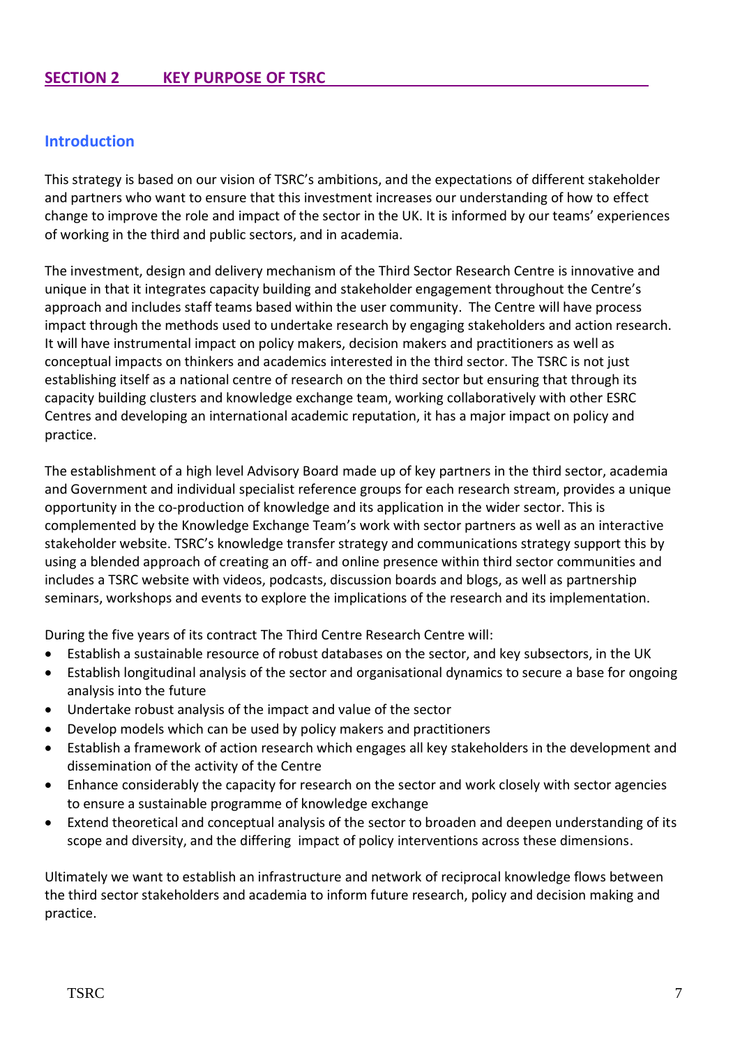## SECTION 2 KEY PURPOSE OF TSRC

### Introduction

This strategy is based on our vision of TSRC's ambitions, and the expectations of different stakeholder and partners who want to ensure that this investment increases our understanding of how to effect change to improve the role and impact of the sector in the UK. It is informed by our teams' experiences of working in the third and public sectors, and in academia.

The investment, design and delivery mechanism of the Third Sector Research Centre is innovative and unique in that it integrates capacity building and stakeholder engagement throughout the Centre's approach and includes staff teams based within the user community. The Centre will have process impact through the methods used to undertake research by engaging stakeholders and action research. It will have instrumental impact on policy makers, decision makers and practitioners as well as conceptual impacts on thinkers and academics interested in the third sector. The TSRC is not just establishing itself as a national centre of research on the third sector but ensuring that through its capacity building clusters and knowledge exchange team, working collaboratively with other ESRC Centres and developing an international academic reputation, it has a major impact on policy and practice.

The establishment of a high level Advisory Board made up of key partners in the third sector, academia and Government and individual specialist reference groups for each research stream, provides a unique opportunity in the co-production of knowledge and its application in the wider sector. This is complemented by the Knowledge Exchange Team's work with sector partners as well as an interactive stakeholder website. TSRC's knowledge transfer strategy and communications strategy support this by using a blended approach of creating an off- and online presence within third sector communities and includes a TSRC website with videos, podcasts, discussion boards and blogs, as well as partnership seminars, workshops and events to explore the implications of the research and its implementation.

During the five years of its contract The Third Centre Research Centre will:

- Establish a sustainable resource of robust databases on the sector, and key subsectors, in the UK
- Establish longitudinal analysis of the sector and organisational dynamics to secure a base for ongoing analysis into the future
- Undertake robust analysis of the impact and value of the sector
- Develop models which can be used by policy makers and practitioners
- Establish a framework of action research which engages all key stakeholders in the development and dissemination of the activity of the Centre
- Enhance considerably the capacity for research on the sector and work closely with sector agencies to ensure a sustainable programme of knowledge exchange
- Extend theoretical and conceptual analysis of the sector to broaden and deepen understanding of its scope and diversity, and the differing impact of policy interventions across these dimensions.

Ultimately we want to establish an infrastructure and network of reciprocal knowledge flows between the third sector stakeholders and academia to inform future research, policy and decision making and practice.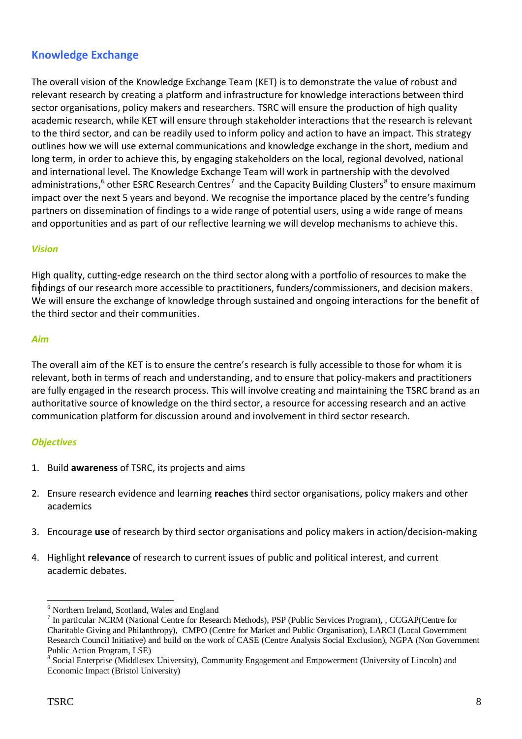## Knowledge Exchange

The overall vision of the Knowledge Exchange Team (KET) is to demonstrate the value of robust and relevant research by creating a platform and infrastructure for knowledge interactions between third sector organisations, policy makers and researchers. TSRC will ensure the production of high quality academic research, while KET will ensure through stakeholder interactions that the research is relevant to the third sector, and can be readily used to inform policy and action to have an impact. This strategy outlines how we will use external communications and knowledge exchange in the short, medium and long term, in order to achieve this, by engaging stakeholders on the local, regional devolved, national and international level. The Knowledge Exchange Team will work in partnership with the devolved administrations,[6] other ESRC Research Centres[7] and the Capacity Building Clusters[8] to ensure maximum impact over the next 5 years and beyond. We recognise the importance placed by the centre's funding partners on dissemination of findings to a wide range of potential users, using a wide range of means and opportunities and as part of our reflective learning we will develop mechanisms to achieve this.

### *Vision*

High quality, cutting-edge research on the third sector along with a portfolio of resources to make the findings of our research more accessible to practitioners, funders/commissioners, and decision makers. We will ensure the exchange of knowledge through sustained and ongoing interactions for the benefit of the third sector and their communities.

### *Aim*

The overall aim of the KET is to ensure the centre's research is fully accessible to those for whom it is relevant, both in terms of reach and understanding, and to ensure that policy-makers and practitioners are fully engaged in the research process. This will involve creating and maintaining the TSRC brand as an authoritative source of knowledge on the third sector, a resource for accessing research and an active communication platform for discussion around and involvement in third sector research.

### *Objectives*

1. Build **awareness** of TSRC, its projects and aims

2. Ensure research evidence and learning **reaches** third sector organisations, policy makers and other academics

3. Encourage **use** of research by third sector organisations and policy makers in action/decision-making

4. Highlight **relevance** of research to current issues of public and political interest, and current academic debates.

---

[6] Northern Ireland, Scotland, Wales and England

[7] In particular NCRM (National Centre for Research Methods), PSP (Public Services Program), , CCGAP(Centre for Charitable Giving and Philanthropy), CMPO (Centre for Market and Public Organisation), LARCI (Local Government Research Council Initiative) and build on the work of CASE (Centre Analysis Social Exclusion), NGPA (Non Government Public Action Program, LSE)

[8] Social Enterprise (Middlesex University), Community Engagement and Empowerment (University of Lincoln) and Economic Impact (Bristol University)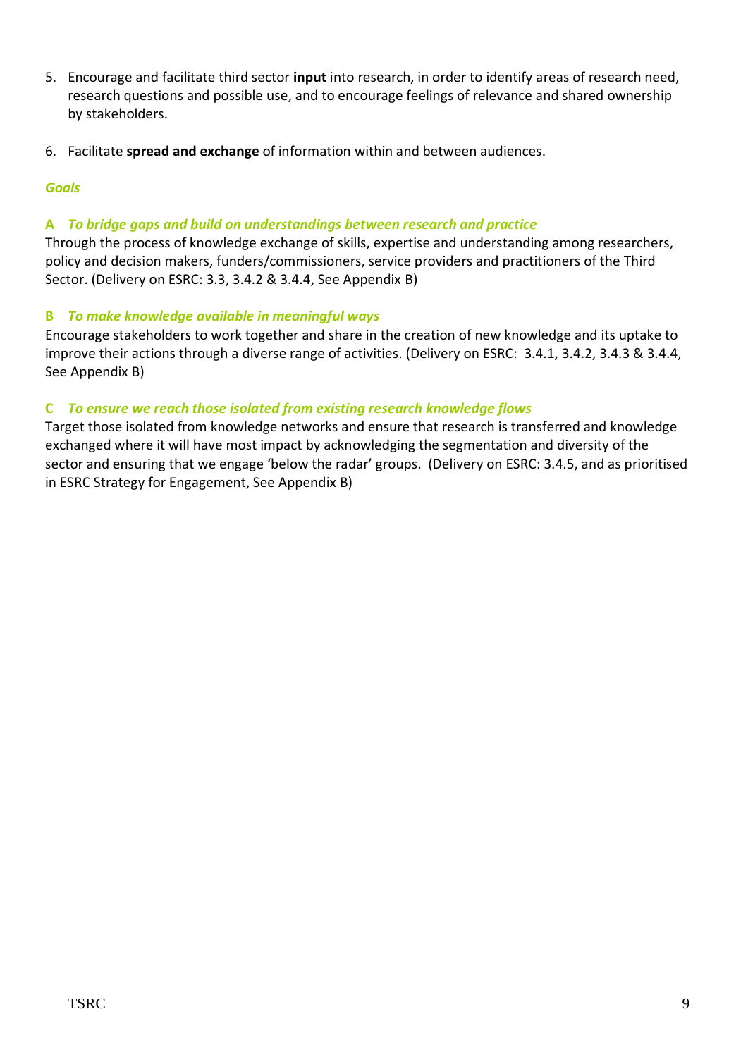5. Encourage and facilitate third sector **input** into research, in order to identify areas of research need, research questions and possible use, and to encourage feelings of relevance and shared ownership by stakeholders.

6. Facilitate **spread and exchange** of information within and between audiences.

***Goals***

***A To bridge gaps and build on understandings between research and practice***

Through the process of knowledge exchange of skills, expertise and understanding among researchers, policy and decision makers, funders/commissioners, service providers and practitioners of the Third Sector. (Delivery on ESRC: 3.3, 3.4.2 & 3.4.4, See Appendix B)

***B To make knowledge available in meaningful ways***

Encourage stakeholders to work together and share in the creation of new knowledge and its uptake to improve their actions through a diverse range of activities. (Delivery on ESRC: 3.4.1, 3.4.2, 3.4.3 & 3.4.4, See Appendix B)

***C To ensure we reach those isolated from existing research knowledge flows***

Target those isolated from knowledge networks and ensure that research is transferred and knowledge exchanged where it will have most impact by acknowledging the segmentation and diversity of the sector and ensuring that we engage 'below the radar' groups. (Delivery on ESRC: 3.4.5, and as prioritised in ESRC Strategy for Engagement, See Appendix B)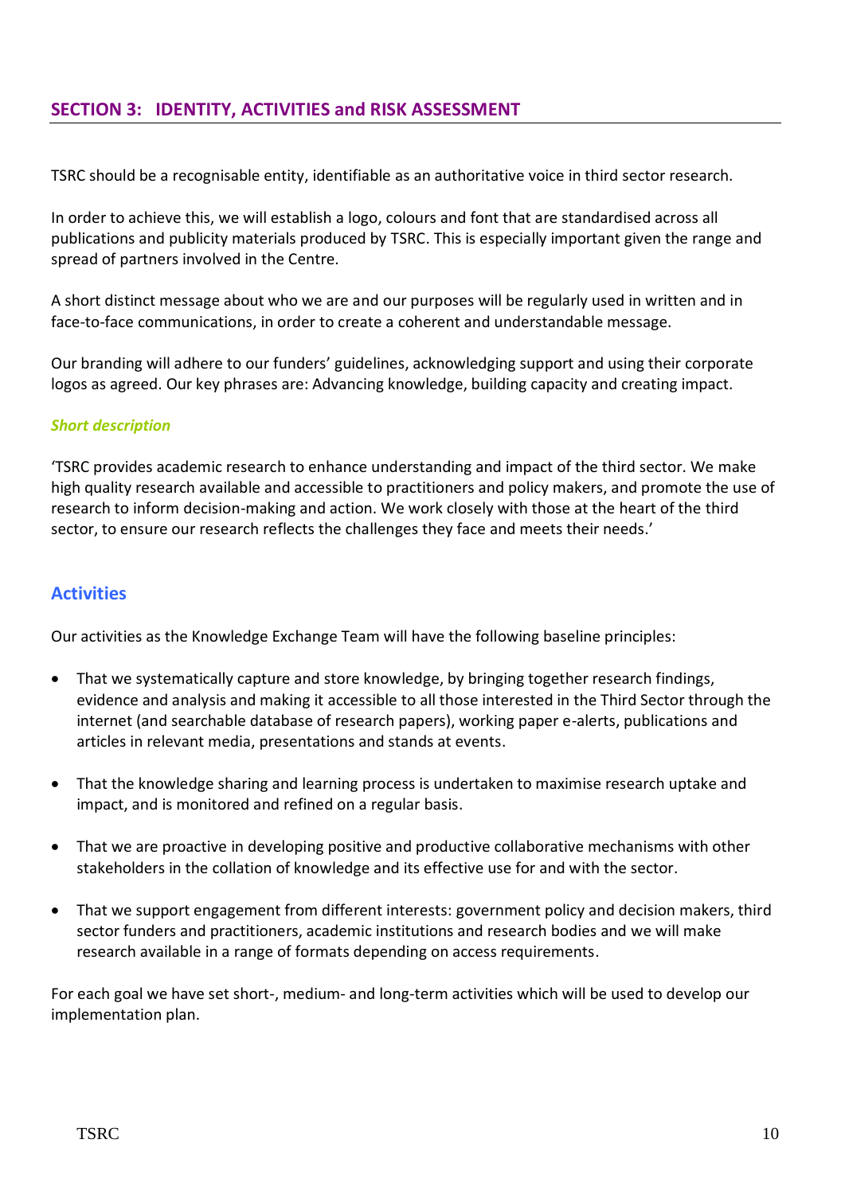## SECTION 3: IDENTITY, ACTIVITIES and RISK ASSESSMENT

TSRC should be a recognisable entity, identifiable as an authoritative voice in third sector research.

In order to achieve this, we will establish a logo, colours and font that are standardised across all publications and publicity materials produced by TSRC. This is especially important given the range and spread of partners involved in the Centre.

A short distinct message about who we are and our purposes will be regularly used in written and in face-to-face communications, in order to create a coherent and understandable message.

Our branding will adhere to our funders' guidelines, acknowledging support and using their corporate logos as agreed. Our key phrases are: Advancing knowledge, building capacity and creating impact.

***Short description***

'TSRC provides academic research to enhance understanding and impact of the third sector. We make high quality research available and accessible to practitioners and policy makers, and promote the use of research to inform decision-making and action. We work closely with those at the heart of the third sector, to ensure our research reflects the challenges they face and meets their needs.'

### Activities

Our activities as the Knowledge Exchange Team will have the following baseline principles:

- That we systematically capture and store knowledge, by bringing together research findings, evidence and analysis and making it accessible to all those interested in the Third Sector through the internet (and searchable database of research papers), working paper e-alerts, publications and articles in relevant media, presentations and stands at events.
- That the knowledge sharing and learning process is undertaken to maximise research uptake and impact, and is monitored and refined on a regular basis.
- That we are proactive in developing positive and productive collaborative mechanisms with other stakeholders in the collation of knowledge and its effective use for and with the sector.
- That we support engagement from different interests: government policy and decision makers, third sector funders and practitioners, academic institutions and research bodies and we will make research available in a range of formats depending on access requirements.

For each goal we have set short-, medium- and long-term activities which will be used to develop our implementation plan.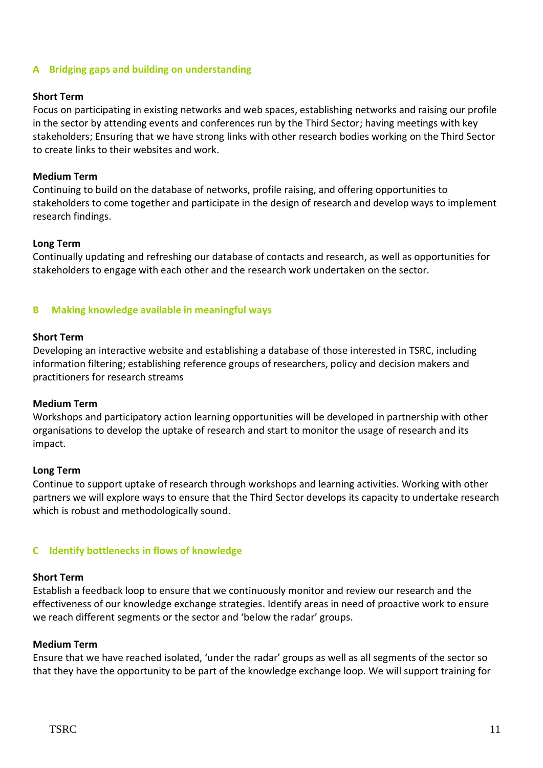### A Bridging gaps and building on understanding

**Short Term**
Focus on participating in existing networks and web spaces, establishing networks and raising our profile in the sector by attending events and conferences run by the Third Sector; having meetings with key stakeholders; Ensuring that we have strong links with other research bodies working on the Third Sector to create links to their websites and work.

**Medium Term**
Continuing to build on the database of networks, profile raising, and offering opportunities to stakeholders to come together and participate in the design of research and develop ways to implement research findings.

**Long Term**
Continually updating and refreshing our database of contacts and research, as well as opportunities for stakeholders to engage with each other and the research work undertaken on the sector.

### B Making knowledge available in meaningful ways

**Short Term**
Developing an interactive website and establishing a database of those interested in TSRC, including information filtering; establishing reference groups of researchers, policy and decision makers and practitioners for research streams

**Medium Term**
Workshops and participatory action learning opportunities will be developed in partnership with other organisations to develop the uptake of research and start to monitor the usage of research and its impact.

**Long Term**
Continue to support uptake of research through workshops and learning activities. Working with other partners we will explore ways to ensure that the Third Sector develops its capacity to undertake research which is robust and methodologically sound.

### C Identify bottlenecks in flows of knowledge

**Short Term**
Establish a feedback loop to ensure that we continuously monitor and review our research and the effectiveness of our knowledge exchange strategies. Identify areas in need of proactive work to ensure we reach different segments or the sector and 'below the radar' groups.

**Medium Term**
Ensure that we have reached isolated, 'under the radar' groups as well as all segments of the sector so that they have the opportunity to be part of the knowledge exchange loop. We will support training for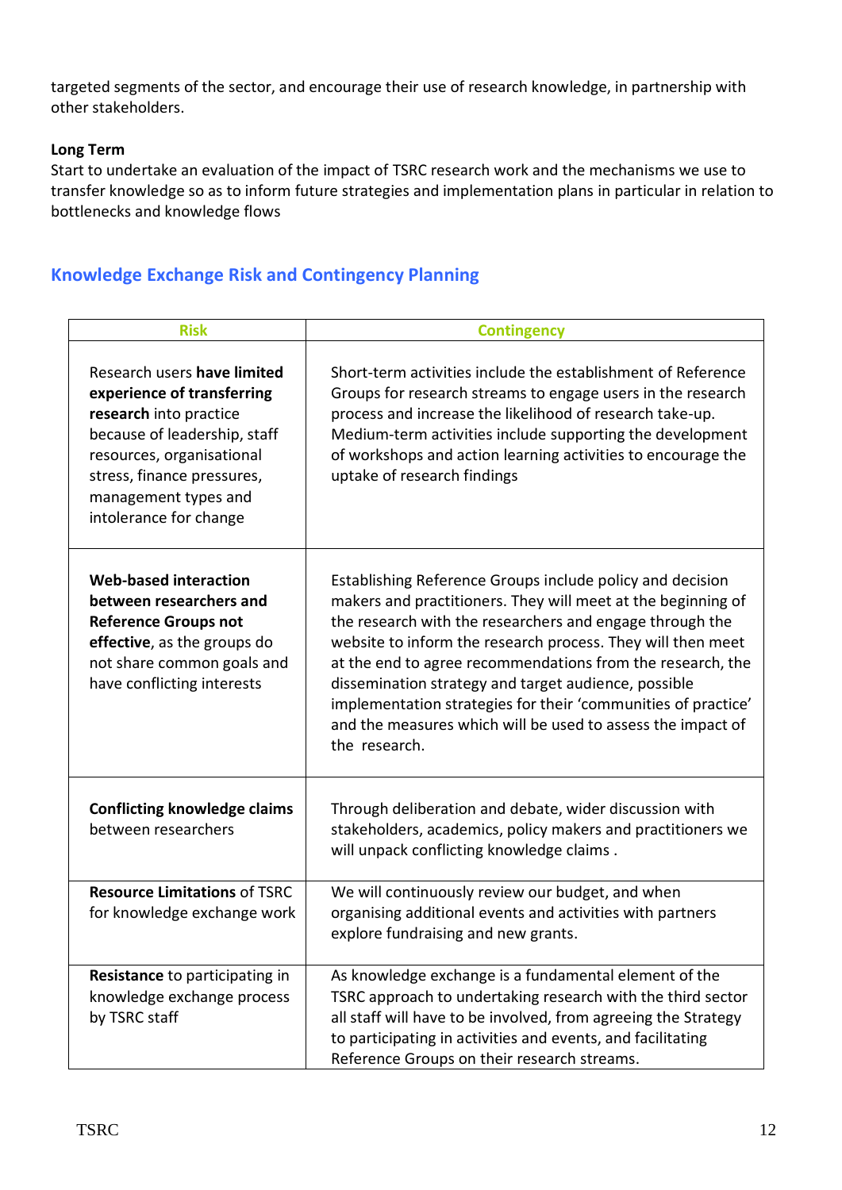targeted segments of the sector, and encourage their use of research knowledge, in partnership with other stakeholders.

**Long Term**
Start to undertake an evaluation of the impact of TSRC research work and the mechanisms we use to transfer knowledge so as to inform future strategies and implementation plans in particular in relation to bottlenecks and knowledge flows

## Knowledge Exchange Risk and Contingency Planning

| Risk | Contingency |
|---|---|
| Research users **have limited experience of transferring research** into practice because of leadership, staff resources, organisational stress, finance pressures, management types and intolerance for change | Short-term activities include the establishment of Reference Groups for research streams to engage users in the research process and increase the likelihood of research take-up. Medium-term activities include supporting the development of workshops and action learning activities to encourage the uptake of research findings |
| **Web-based interaction between researchers and Reference Groups not effective**, as the groups do not share common goals and have conflicting interests | Establishing Reference Groups include policy and decision makers and practitioners. They will meet at the beginning of the research with the researchers and engage through the website to inform the research process. They will then meet at the end to agree recommendations from the research, the dissemination strategy and target audience, possible implementation strategies for their 'communities of practice' and the measures which will be used to assess the impact of the research. |
| **Conflicting knowledge claims** between researchers | Through deliberation and debate, wider discussion with stakeholders, academics, policy makers and practitioners we will unpack conflicting knowledge claims . |
| **Resource Limitations** of TSRC for knowledge exchange work | We will continuously review our budget, and when organising additional events and activities with partners explore fundraising and new grants. |
| **Resistance** to participating in knowledge exchange process by TSRC staff | As knowledge exchange is a fundamental element of the TSRC approach to undertaking research with the third sector all staff will have to be involved, from agreeing the Strategy to participating in activities and events, and facilitating Reference Groups on their research streams. |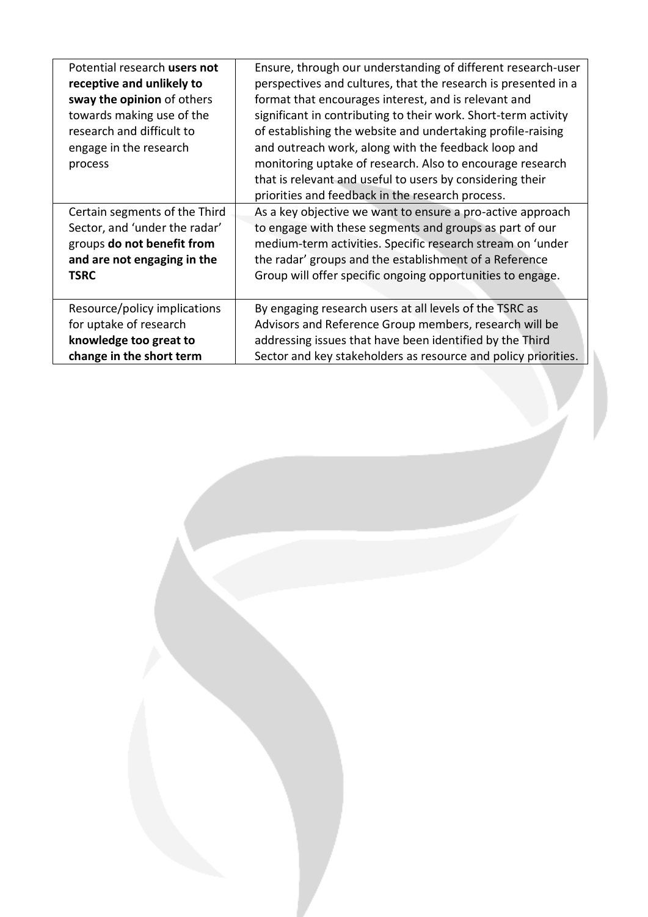| | |
|---|---|
| Potential research **users not receptive and unlikely to sway the opinion** of others towards making use of the research and difficult to engage in the research process | Ensure, through our understanding of different research-user perspectives and cultures, that the research is presented in a format that encourages interest, and is relevant and significant in contributing to their work. Short-term activity of establishing the website and undertaking profile-raising and outreach work, along with the feedback loop and monitoring uptake of research. Also to encourage research that is relevant and useful to users by considering their priorities and feedback in the research process. |
| Certain segments of the Third Sector, and 'under the radar' groups **do not benefit from and are not engaging in the TSRC** | As a key objective we want to ensure a pro-active approach to engage with these segments and groups as part of our medium-term activities. Specific research stream on 'under the radar' groups and the establishment of a Reference Group will offer specific ongoing opportunities to engage. |
| Resource/policy implications for uptake of research **knowledge too great to change in the short term** | By engaging research users at all levels of the TSRC as Advisors and Reference Group members, research will be addressing issues that have been identified by the Third Sector and key stakeholders as resource and policy priorities. |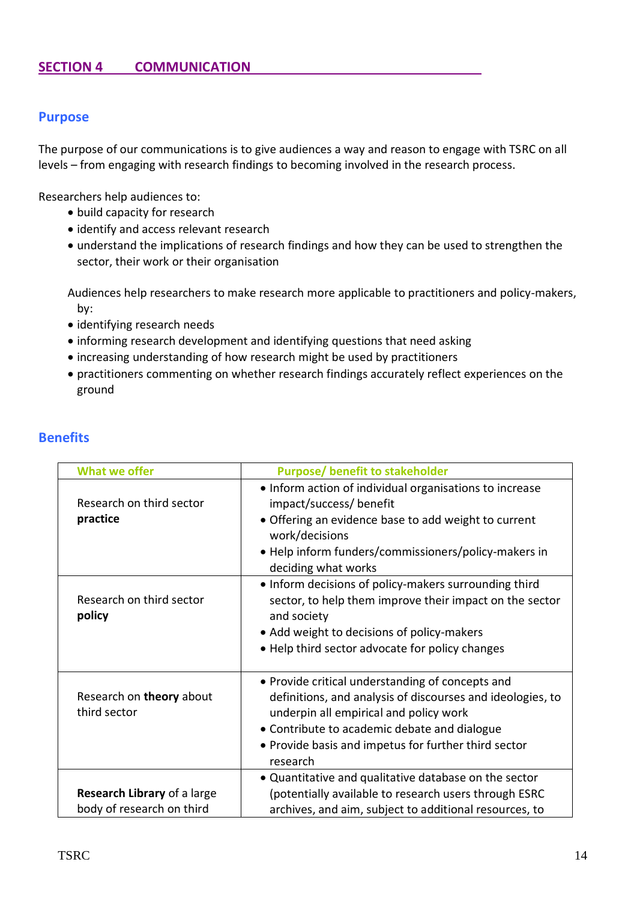## SECTION 4 COMMUNICATION

### Purpose

The purpose of our communications is to give audiences a way and reason to engage with TSRC on all levels – from engaging with research findings to becoming involved in the research process.

Researchers help audiences to:

- build capacity for research
- identify and access relevant research
- understand the implications of research findings and how they can be used to strengthen the sector, their work or their organisation

Audiences help researchers to make research more applicable to practitioners and policy-makers, by:

- identifying research needs
- informing research development and identifying questions that need asking
- increasing understanding of how research might be used by practitioners
- practitioners commenting on whether research findings accurately reflect experiences on the ground

### Benefits

| What we offer | Purpose/ benefit to stakeholder |
|---|---|
| Research on third sector **practice** | • Inform action of individual organisations to increase impact/success/ benefit<br>• Offering an evidence base to add weight to current work/decisions<br>• Help inform funders/commissioners/policy-makers in deciding what works |
| Research on third sector **policy** | • Inform decisions of policy-makers surrounding third sector, to help them improve their impact on the sector and society<br>• Add weight to decisions of policy-makers<br>• Help third sector advocate for policy changes |
| Research on **theory** about third sector | • Provide critical understanding of concepts and definitions, and analysis of discourses and ideologies, to underpin all empirical and policy work<br>• Contribute to academic debate and dialogue<br>• Provide basis and impetus for further third sector research |
| **Research Library** of a large body of research on third | • Quantitative and qualitative database on the sector (potentially available to research users through ESRC archives, and aim, subject to additional resources, to |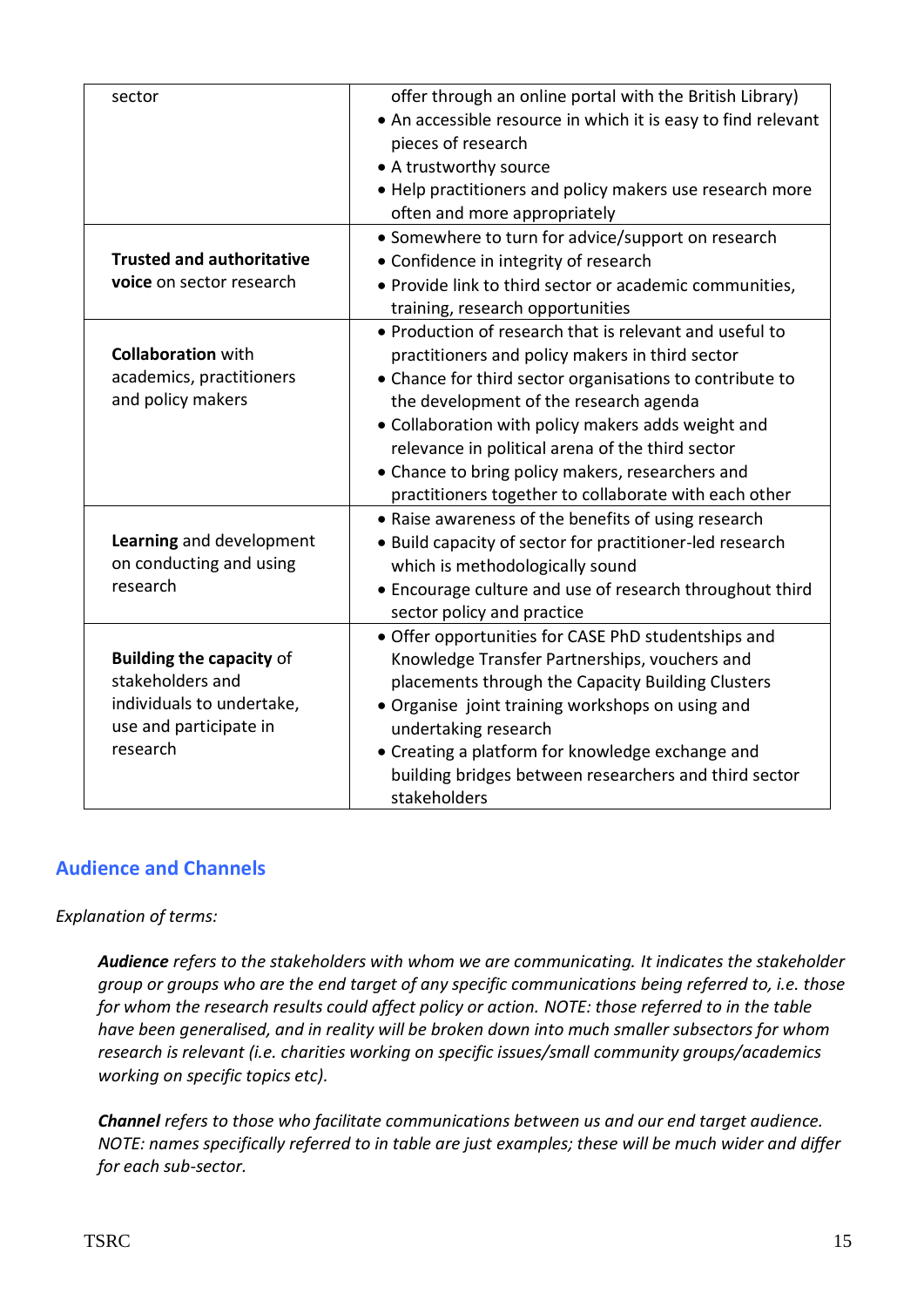| | |
|---|---|
| sector | offer through an online portal with the British Library)<br>• An accessible resource in which it is easy to find relevant pieces of research<br>• A trustworthy source<br>• Help practitioners and policy makers use research more often and more appropriately |
| **Trusted and authoritative voice** on sector research | • Somewhere to turn for advice/support on research<br>• Confidence in integrity of research<br>• Provide link to third sector or academic communities, training, research opportunities |
| **Collaboration** with academics, practitioners and policy makers | • Production of research that is relevant and useful to practitioners and policy makers in third sector<br>• Chance for third sector organisations to contribute to the development of the research agenda<br>• Collaboration with policy makers adds weight and relevance in political arena of the third sector<br>• Chance to bring policy makers, researchers and practitioners together to collaborate with each other |
| **Learning** and development on conducting and using research | • Raise awareness of the benefits of using research<br>• Build capacity of sector for practitioner-led research which is methodologically sound<br>• Encourage culture and use of research throughout third sector policy and practice |
| **Building the capacity** of stakeholders and individuals to undertake, use and participate in research | • Offer opportunities for CASE PhD studentships and Knowledge Transfer Partnerships, vouchers and placements through the Capacity Building Clusters<br>• Organise joint training workshops on using and undertaking research<br>• Creating a platform for knowledge exchange and building bridges between researchers and third sector stakeholders |

## Audience and Channels

*Explanation of terms:*

> ***Audience** refers to the stakeholders with whom we are communicating. It indicates the stakeholder group or groups who are the end target of any specific communications being referred to, i.e. those for whom the research results could affect policy or action. NOTE: those referred to in the table have been generalised, and in reality will be broken down into much smaller subsectors for whom research is relevant (i.e. charities working on specific issues/small community groups/academics working on specific topics etc).*
>
> ***Channel** refers to those who facilitate communications between us and our end target audience. NOTE: names specifically referred to in table are just examples; these will be much wider and differ for each sub-sector.*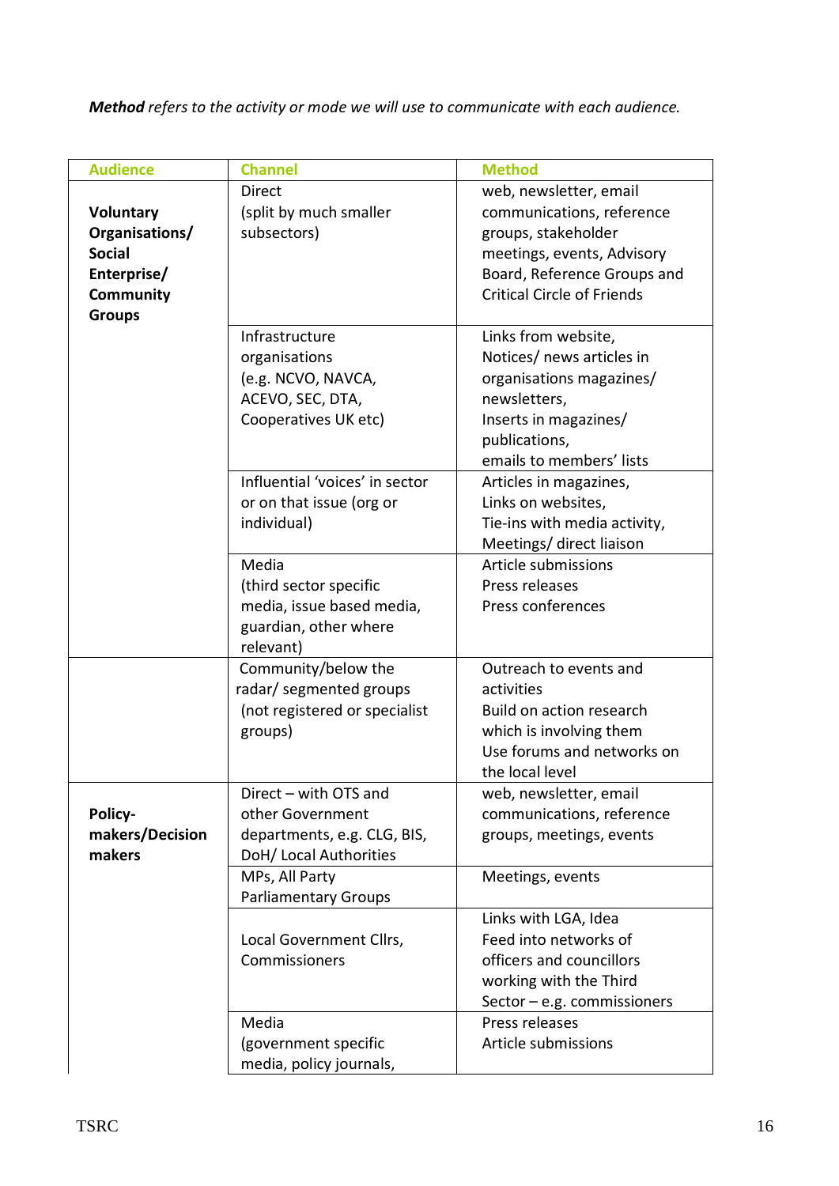***Method*** *refers to the activity or mode we will use to communicate with each audience.*

| Audience | Channel | Method |
|---|---|---|
| **Voluntary Organisations/ Social Enterprise/ Community Groups** | Direct (split by much smaller subsectors) | web, newsletter, email communications, reference groups, stakeholder meetings, events, Advisory Board, Reference Groups and Critical Circle of Friends |
| | Infrastructure organisations (e.g. NCVO, NAVCA, ACEVO, SEC, DTA, Cooperatives UK etc) | Links from website, Notices/ news articles in organisations magazines/ newsletters, Inserts in magazines/ publications, emails to members' lists |
| | Influential 'voices' in sector or on that issue (org or individual) | Articles in magazines, Links on websites, Tie-ins with media activity, Meetings/ direct liaison |
| | Media (third sector specific media, issue based media, guardian, other where relevant) | Article submissions Press releases Press conferences |
| | Community/below the radar/ segmented groups (not registered or specialist groups) | Outreach to events and activities Build on action research which is involving them Use forums and networks on the local level |
| **Policy-makers/Decision makers** | Direct – with OTS and other Government departments, e.g. CLG, BIS, DoH/ Local Authorities | web, newsletter, email communications, reference groups, meetings, events |
| | MPs, All Party Parliamentary Groups | Meetings, events |
| | Local Government Cllrs, Commissioners | Links with LGA, Idea Feed into networks of officers and councillors working with the Third Sector – e.g. commissioners |
| | Media (government specific media, policy journals, | Press releases Article submissions |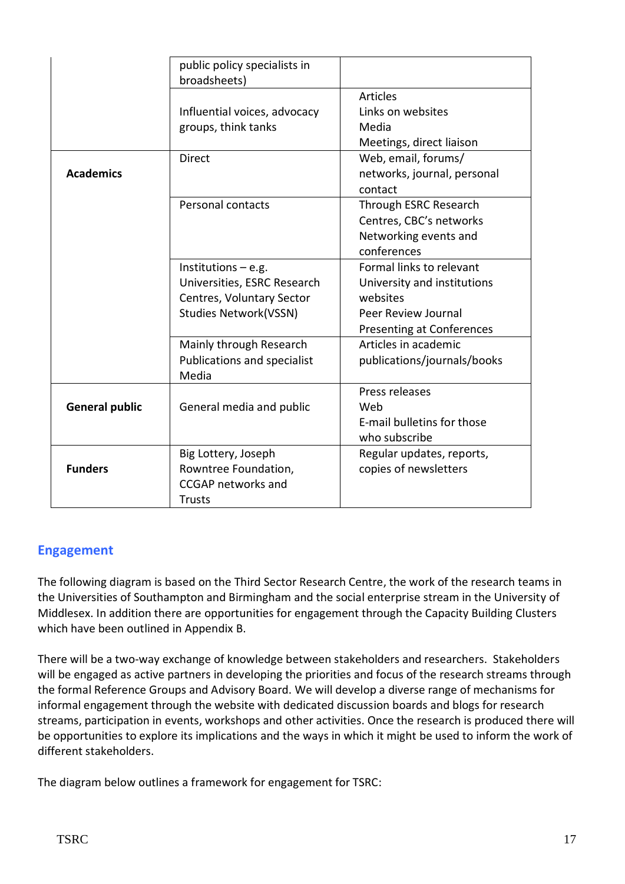| | | |
|---|---|---|
| | public policy specialists in broadsheets) | |
| | Influential voices, advocacy groups, think tanks | Articles<br>Links on websites<br>Media<br>Meetings, direct liaison |
| **Academics** | Direct | Web, email, forums/ networks, journal, personal contact |
| | Personal contacts | Through ESRC Research Centres, CBC's networks<br>Networking events and conferences |
| | Institutions – e.g. Universities, ESRC Research Centres, Voluntary Sector Studies Network(VSSN) | Formal links to relevant University and institutions websites<br>Peer Review Journal<br>Presenting at Conferences |
| | Mainly through Research Publications and specialist Media | Articles in academic publications/journals/books |
| **General public** | General media and public | Press releases<br>Web<br>E-mail bulletins for those who subscribe |
| **Funders** | Big Lottery, Joseph Rowntree Foundation, CCGAP networks and Trusts | Regular updates, reports, copies of newsletters |

## Engagement

The following diagram is based on the Third Sector Research Centre, the work of the research teams in the Universities of Southampton and Birmingham and the social enterprise stream in the University of Middlesex. In addition there are opportunities for engagement through the Capacity Building Clusters which have been outlined in Appendix B.

There will be a two-way exchange of knowledge between stakeholders and researchers. Stakeholders will be engaged as active partners in developing the priorities and focus of the research streams through the formal Reference Groups and Advisory Board. We will develop a diverse range of mechanisms for informal engagement through the website with dedicated discussion boards and blogs for research streams, participation in events, workshops and other activities. Once the research is produced there will be opportunities to explore its implications and the ways in which it might be used to inform the work of different stakeholders.

The diagram below outlines a framework for engagement for TSRC: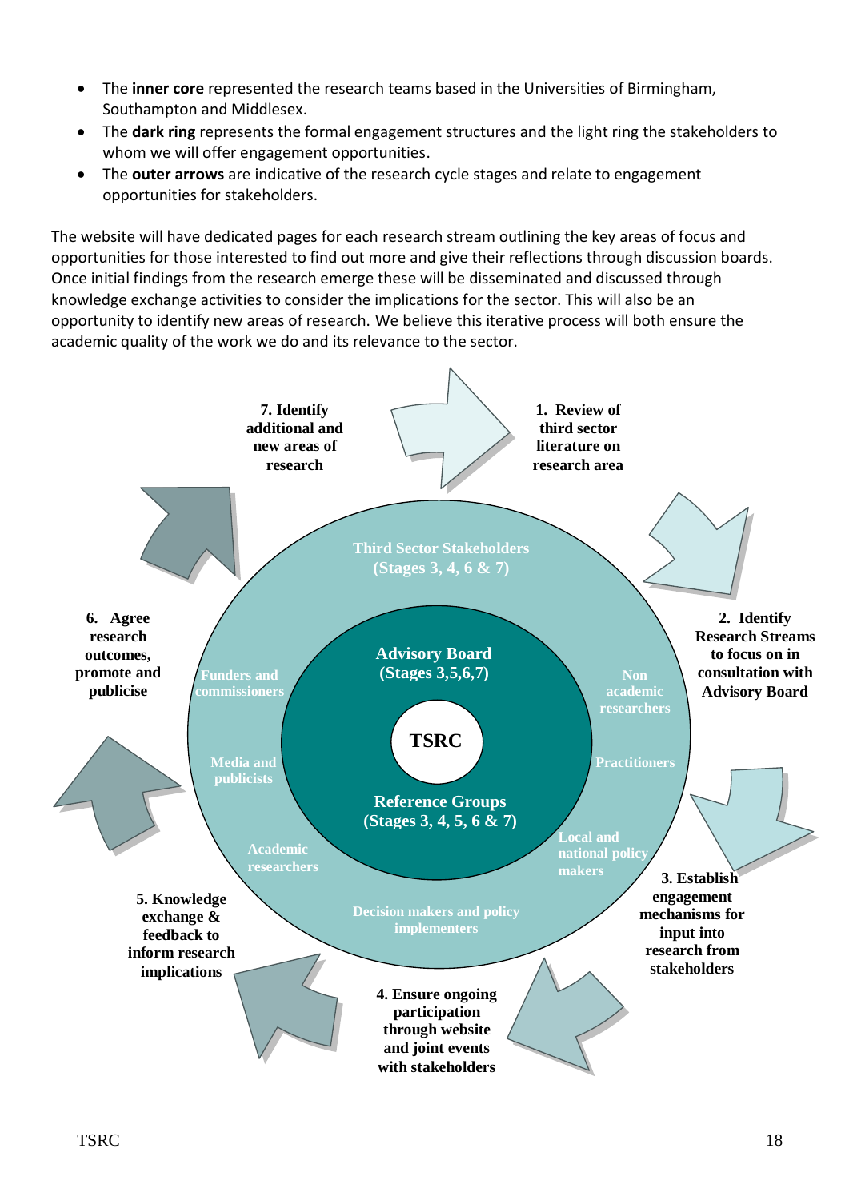- The **inner core** represented the research teams based in the Universities of Birmingham, Southampton and Middlesex.
- The **dark ring** represents the formal engagement structures and the light ring the stakeholders to whom we will offer engagement opportunities.
- The **outer arrows** are indicative of the research cycle stages and relate to engagement opportunities for stakeholders.

The website will have dedicated pages for each research stream outlining the key areas of focus and opportunities for those interested to find out more and give their reflections through discussion boards. Once initial findings from the research emerge these will be disseminated and discussed through knowledge exchange activities to consider the implications for the sector. This will also be an opportunity to identify new areas of research. We believe this iterative process will both ensure the academic quality of the work we do and its relevance to the sector.

**TSRC**

**Advisory Board (Stages 3,5,6,7)**

**Reference Groups (Stages 3, 4, 5, 6 & 7)**

**Third Sector Stakeholders (Stages 3, 4, 6 & 7)**

Funders and commissioners

Non academic researchers

Media and publicists

Practitioners

Academic researchers

Local and national policy makers

Decision makers and policy implementers

**1. Review of third sector literature on research area**

**2. Identify Research Streams to focus on in consultation with Advisory Board**

**3. Establish engagement mechanisms for input into research from stakeholders**

**4. Ensure ongoing participation through website and joint events with stakeholders**

**5. Knowledge exchange & feedback to inform research implications**

**6. Agree research outcomes, promote and publicise**

**7. Identify additional and new areas of research**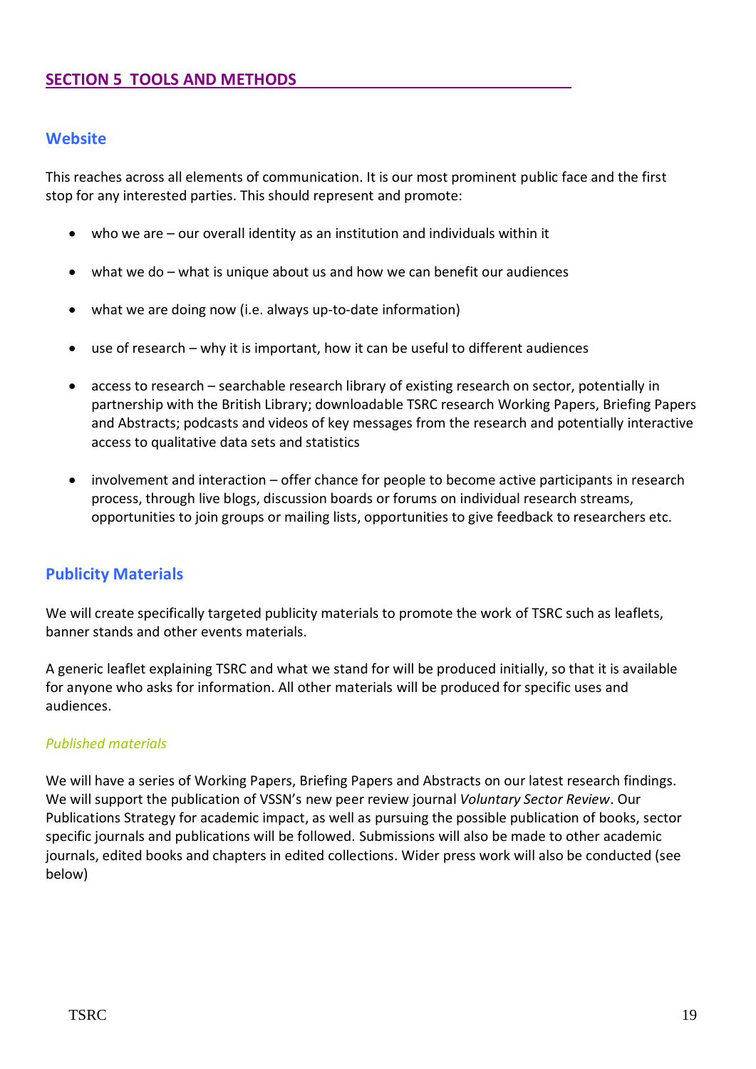## SECTION 5 TOOLS AND METHODS

### Website

This reaches across all elements of communication. It is our most prominent public face and the first stop for any interested parties. This should represent and promote:

- who we are – our overall identity as an institution and individuals within it
- what we do – what is unique about us and how we can benefit our audiences
- what we are doing now (i.e. always up-to-date information)
- use of research – why it is important, how it can be useful to different audiences
- access to research – searchable research library of existing research on sector, potentially in partnership with the British Library; downloadable TSRC research Working Papers, Briefing Papers and Abstracts; podcasts and videos of key messages from the research and potentially interactive access to qualitative data sets and statistics
- involvement and interaction – offer chance for people to become active participants in research process, through live blogs, discussion boards or forums on individual research streams, opportunities to join groups or mailing lists, opportunities to give feedback to researchers etc.

### Publicity Materials

We will create specifically targeted publicity materials to promote the work of TSRC such as leaflets, banner stands and other events materials.

A generic leaflet explaining TSRC and what we stand for will be produced initially, so that it is available for anyone who asks for information. All other materials will be produced for specific uses and audiences.

#### *Published materials*

We will have a series of Working Papers, Briefing Papers and Abstracts on our latest research findings. We will support the publication of VSSN's new peer review journal *Voluntary Sector Review*. Our Publications Strategy for academic impact, as well as pursuing the possible publication of books, sector specific journals and publications will be followed. Submissions will also be made to other academic journals, edited books and chapters in edited collections. Wider press work will also be conducted (see below)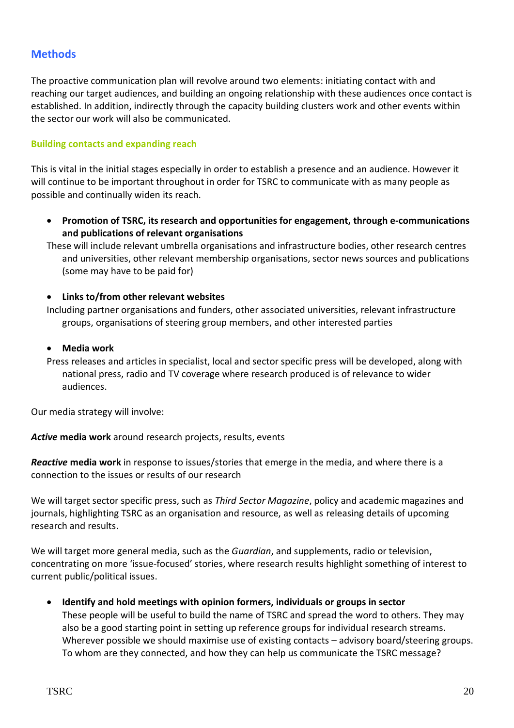## Methods

The proactive communication plan will revolve around two elements: initiating contact with and reaching our target audiences, and building an ongoing relationship with these audiences once contact is established. In addition, indirectly through the capacity building clusters work and other events within the sector our work will also be communicated.

### Building contacts and expanding reach

This is vital in the initial stages especially in order to establish a presence and an audience. However it will continue to be important throughout in order for TSRC to communicate with as many people as possible and continually widen its reach.

- **Promotion of TSRC, its research and opportunities for engagement, through e-communications and publications of relevant organisations**

  These will include relevant umbrella organisations and infrastructure bodies, other research centres and universities, other relevant membership organisations, sector news sources and publications (some may have to be paid for)

- **Links to/from other relevant websites**

  Including partner organisations and funders, other associated universities, relevant infrastructure groups, organisations of steering group members, and other interested parties

- **Media work**

  Press releases and articles in specialist, local and sector specific press will be developed, along with national press, radio and TV coverage where research produced is of relevance to wider audiences.

Our media strategy will involve:

***Active* media work** around research projects, results, events

***Reactive* media work** in response to issues/stories that emerge in the media, and where there is a connection to the issues or results of our research

We will target sector specific press, such as *Third Sector Magazine*, policy and academic magazines and journals, highlighting TSRC as an organisation and resource, as well as releasing details of upcoming research and results.

We will target more general media, such as the *Guardian*, and supplements, radio or television, concentrating on more 'issue-focused' stories, where research results highlight something of interest to current public/political issues.

- **Identify and hold meetings with opinion formers, individuals or groups in sector**

  These people will be useful to build the name of TSRC and spread the word to others. They may also be a good starting point in setting up reference groups for individual research streams. Wherever possible we should maximise use of existing contacts – advisory board/steering groups. To whom are they connected, and how they can help us communicate the TSRC message?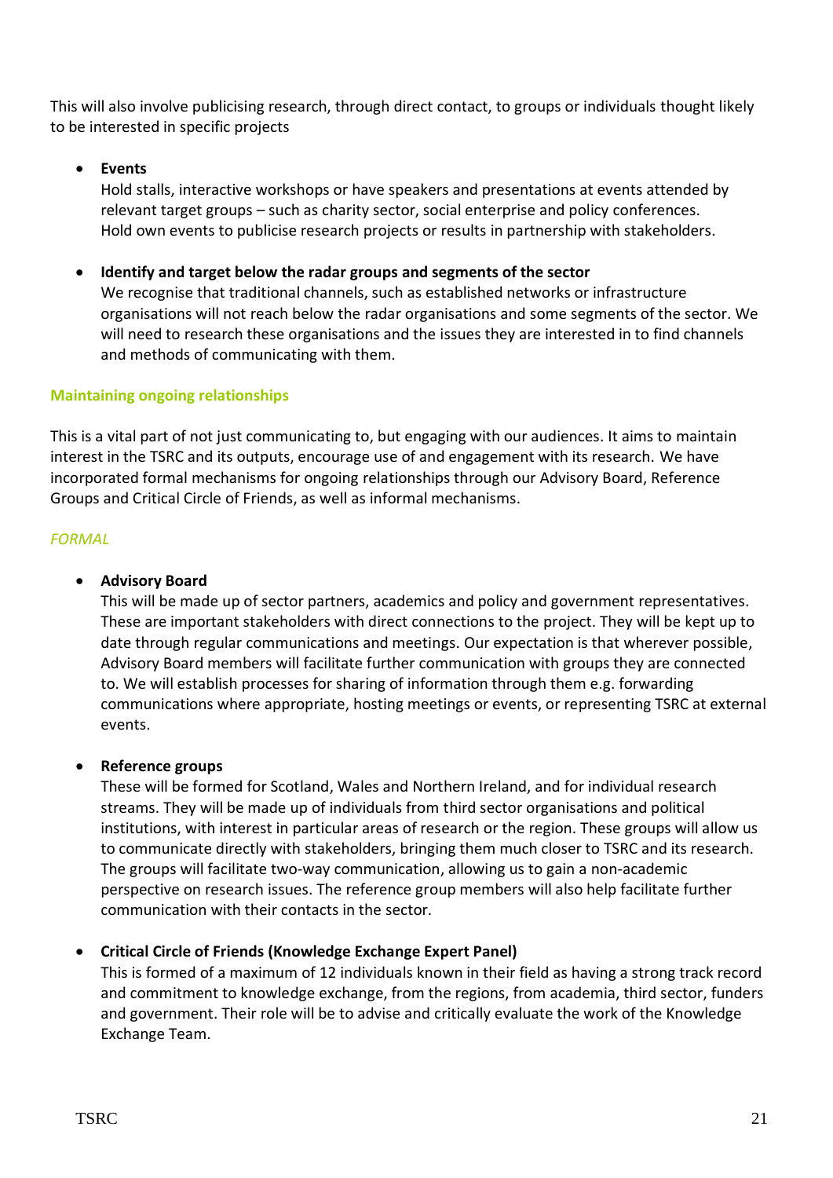This will also involve publicising research, through direct contact, to groups or individuals thought likely to be interested in specific projects

- **Events**
  Hold stalls, interactive workshops or have speakers and presentations at events attended by relevant target groups – such as charity sector, social enterprise and policy conferences.
  Hold own events to publicise research projects or results in partnership with stakeholders.

- **Identify and target below the radar groups and segments of the sector**
  We recognise that traditional channels, such as established networks or infrastructure organisations will not reach below the radar organisations and some segments of the sector. We will need to research these organisations and the issues they are interested in to find channels and methods of communicating with them.

### Maintaining ongoing relationships

This is a vital part of not just communicating to, but engaging with our audiences. It aims to maintain interest in the TSRC and its outputs, encourage use of and engagement with its research. We have incorporated formal mechanisms for ongoing relationships through our Advisory Board, Reference Groups and Critical Circle of Friends, as well as informal mechanisms.

#### *FORMAL*

- **Advisory Board**
  This will be made up of sector partners, academics and policy and government representatives. These are important stakeholders with direct connections to the project. They will be kept up to date through regular communications and meetings. Our expectation is that wherever possible, Advisory Board members will facilitate further communication with groups they are connected to. We will establish processes for sharing of information through them e.g. forwarding communications where appropriate, hosting meetings or events, or representing TSRC at external events.

- **Reference groups**
  These will be formed for Scotland, Wales and Northern Ireland, and for individual research streams. They will be made up of individuals from third sector organisations and political institutions, with interest in particular areas of research or the region. These groups will allow us to communicate directly with stakeholders, bringing them much closer to TSRC and its research. The groups will facilitate two-way communication, allowing us to gain a non-academic perspective on research issues. The reference group members will also help facilitate further communication with their contacts in the sector.

- **Critical Circle of Friends (Knowledge Exchange Expert Panel)**
  This is formed of a maximum of 12 individuals known in their field as having a strong track record and commitment to knowledge exchange, from the regions, from academia, third sector, funders and government. Their role will be to advise and critically evaluate the work of the Knowledge Exchange Team.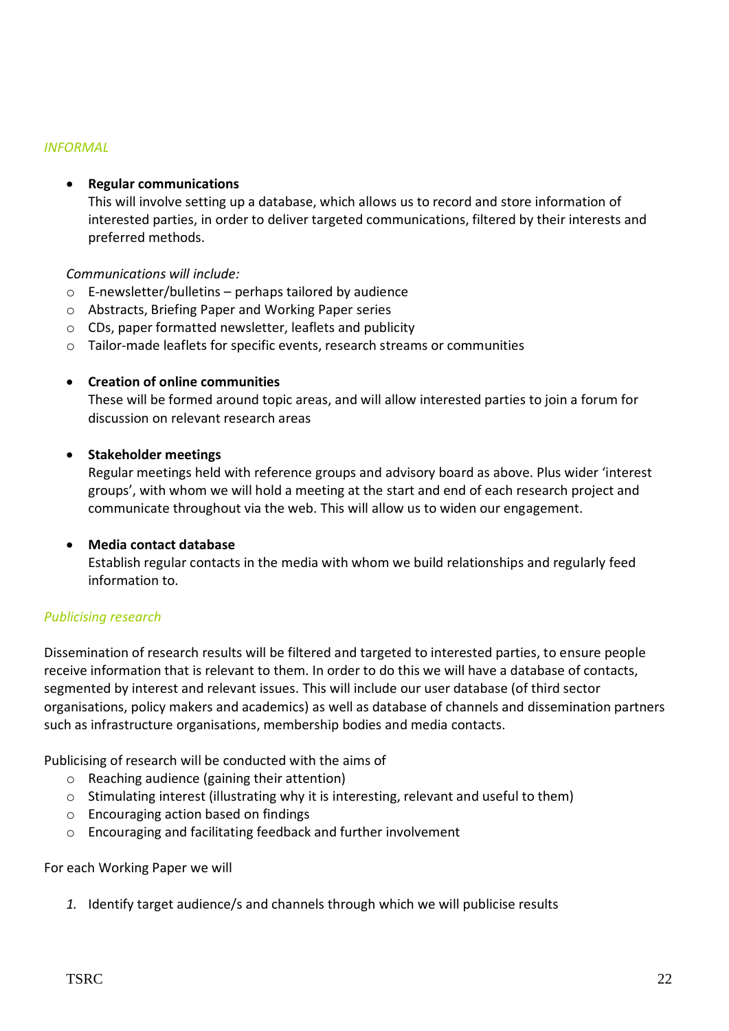*INFORMAL*

- **Regular communications**
  This will involve setting up a database, which allows us to record and store information of interested parties, in order to deliver targeted communications, filtered by their interests and preferred methods.

*Communications will include:*

- E-newsletter/bulletins – perhaps tailored by audience
- Abstracts, Briefing Paper and Working Paper series
- CDs, paper formatted newsletter, leaflets and publicity
- Tailor-made leaflets for specific events, research streams or communities

- **Creation of online communities**
  These will be formed around topic areas, and will allow interested parties to join a forum for discussion on relevant research areas

- **Stakeholder meetings**
  Regular meetings held with reference groups and advisory board as above. Plus wider 'interest groups', with whom we will hold a meeting at the start and end of each research project and communicate throughout via the web. This will allow us to widen our engagement.

- **Media contact database**
  Establish regular contacts in the media with whom we build relationships and regularly feed information to.

*Publicising research*

Dissemination of research results will be filtered and targeted to interested parties, to ensure people receive information that is relevant to them. In order to do this we will have a database of contacts, segmented by interest and relevant issues. This will include our user database (of third sector organisations, policy makers and academics) as well as database of channels and dissemination partners such as infrastructure organisations, membership bodies and media contacts.

Publicising of research will be conducted with the aims of

- Reaching audience (gaining their attention)
- Stimulating interest (illustrating why it is interesting, relevant and useful to them)
- Encouraging action based on findings
- Encouraging and facilitating feedback and further involvement

For each Working Paper we will

1. Identify target audience/s and channels through which we will publicise results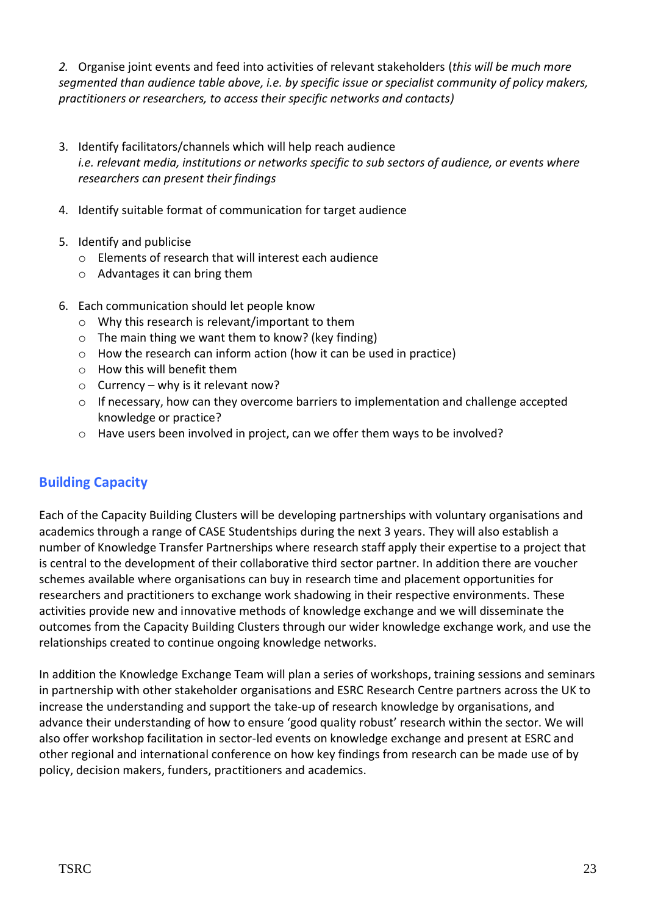2. Organise joint events and feed into activities of relevant stakeholders (*this will be much more segmented than audience table above, i.e. by specific issue or specialist community of policy makers, practitioners or researchers, to access their specific networks and contacts)*

3. Identify facilitators/channels which will help reach audience
   *i.e. relevant media, institutions or networks specific to sub sectors of audience, or events where researchers can present their findings*

4. Identify suitable format of communication for target audience

5. Identify and publicise
   - Elements of research that will interest each audience
   - Advantages it can bring them

6. Each communication should let people know
   - Why this research is relevant/important to them
   - The main thing we want them to know? (key finding)
   - How the research can inform action (how it can be used in practice)
   - How this will benefit them
   - Currency – why is it relevant now?
   - If necessary, how can they overcome barriers to implementation and challenge accepted knowledge or practice?
   - Have users been involved in project, can we offer them ways to be involved?

## Building Capacity

Each of the Capacity Building Clusters will be developing partnerships with voluntary organisations and academics through a range of CASE Studentships during the next 3 years. They will also establish a number of Knowledge Transfer Partnerships where research staff apply their expertise to a project that is central to the development of their collaborative third sector partner. In addition there are voucher schemes available where organisations can buy in research time and placement opportunities for researchers and practitioners to exchange work shadowing in their respective environments. These activities provide new and innovative methods of knowledge exchange and we will disseminate the outcomes from the Capacity Building Clusters through our wider knowledge exchange work, and use the relationships created to continue ongoing knowledge networks.

In addition the Knowledge Exchange Team will plan a series of workshops, training sessions and seminars in partnership with other stakeholder organisations and ESRC Research Centre partners across the UK to increase the understanding and support the take-up of research knowledge by organisations, and advance their understanding of how to ensure 'good quality robust' research within the sector. We will also offer workshop facilitation in sector-led events on knowledge exchange and present at ESRC and other regional and international conference on how key findings from research can be made use of by policy, decision makers, funders, practitioners and academics.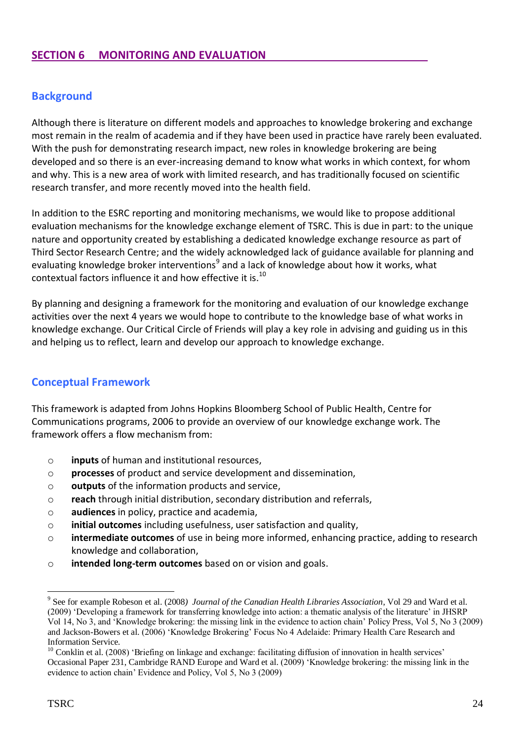## SECTION 6 MONITORING AND EVALUATION

### Background

Although there is literature on different models and approaches to knowledge brokering and exchange most remain in the realm of academia and if they have been used in practice have rarely been evaluated. With the push for demonstrating research impact, new roles in knowledge brokering are being developed and so there is an ever-increasing demand to know what works in which context, for whom and why. This is a new area of work with limited research, and has traditionally focused on scientific research transfer, and more recently moved into the health field.

In addition to the ESRC reporting and monitoring mechanisms, we would like to propose additional evaluation mechanisms for the knowledge exchange element of TSRC. This is due in part: to the unique nature and opportunity created by establishing a dedicated knowledge exchange resource as part of Third Sector Research Centre; and the widely acknowledged lack of guidance available for planning and evaluating knowledge broker interventions[9] and a lack of knowledge about how it works, what contextual factors influence it and how effective it is.[10]

By planning and designing a framework for the monitoring and evaluation of our knowledge exchange activities over the next 4 years we would hope to contribute to the knowledge base of what works in knowledge exchange. Our Critical Circle of Friends will play a key role in advising and guiding us in this and helping us to reflect, learn and develop our approach to knowledge exchange.

### Conceptual Framework

This framework is adapted from Johns Hopkins Bloomberg School of Public Health, Centre for Communications programs, 2006 to provide an overview of our knowledge exchange work. The framework offers a flow mechanism from:

- **inputs** of human and institutional resources,
- **processes** of product and service development and dissemination,
- **outputs** of the information products and service,
- **reach** through initial distribution, secondary distribution and referrals,
- **audiences** in policy, practice and academia,
- **initial outcomes** including usefulness, user satisfaction and quality,
- **intermediate outcomes** of use in being more informed, enhancing practice, adding to research knowledge and collaboration,
- **intended long-term outcomes** based on or vision and goals.

---

[9] See for example Robeson et al. (2008) *Journal of the Canadian Health Libraries Association*, Vol 29 and Ward et al. (2009) 'Developing a framework for transferring knowledge into action: a thematic analysis of the literature' in JHSRP Vol 14, No 3, and 'Knowledge brokering: the missing link in the evidence to action chain' Policy Press, Vol 5, No 3 (2009) and Jackson-Bowers et al. (2006) 'Knowledge Brokering' Focus No 4 Adelaide: Primary Health Care Research and Information Service.

[10] Conklin et al. (2008) 'Briefing on linkage and exchange: facilitating diffusion of innovation in health services' Occasional Paper 231, Cambridge RAND Europe and Ward et al. (2009) 'Knowledge brokering: the missing link in the evidence to action chain' Evidence and Policy, Vol 5, No 3 (2009)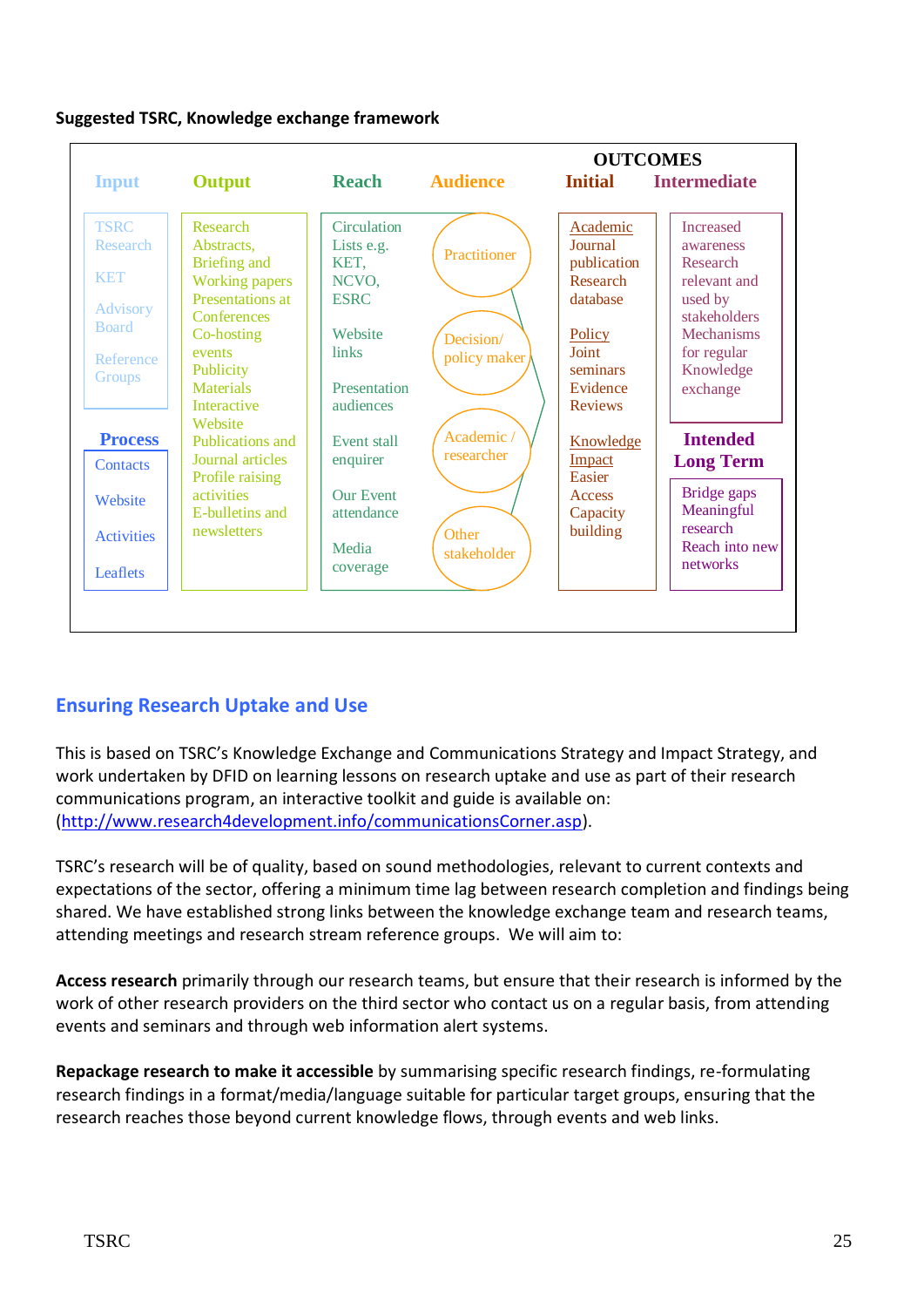**Suggested TSRC, Knowledge exchange framework**

| Input | Output | Reach | Audience | OUTCOMES Initial | OUTCOMES Intermediate |
|---|---|---|---|---|---|
| TSRC Research<br>KET<br>Advisory Board<br>Reference Groups | Research Abstracts, Briefing and Working papers<br>Presentations at Conferences<br>Co-hosting events<br>Publicity Materials<br>Interactive Website<br>Publications and Journal articles<br>Profile raising activities<br>E-bulletins and newsletters | Circulation Lists e.g. KET, NCVO, ESRC<br>Website links<br>Presentation audiences<br>Event stall enquirer<br>Our Event attendance<br>Media coverage | Practitioner<br>Decision/ policy maker<br>Academic / researcher<br>Other stakeholder | Academic<br>Journal publication<br>Research database<br>Policy<br>Joint seminars<br>Evidence Reviews<br>Knowledge Impact<br>Easier Access<br>Capacity building | Increased awareness<br>Research relevant and used by stakeholders<br>Mechanisms for regular Knowledge exchange |
| **Process** | | | | | **Intended Long Term** |
| Contacts<br>Website<br>Activities<br>Leaflets | | | | | Bridge gaps<br>Meaningful research<br>Reach into new networks |

## Ensuring Research Uptake and Use

This is based on TSRC's Knowledge Exchange and Communications Strategy and Impact Strategy, and work undertaken by DFID on learning lessons on research uptake and use as part of their research communications program, an interactive toolkit and guide is available on: (http://www.research4development.info/communicationsCorner.asp).

TSRC's research will be of quality, based on sound methodologies, relevant to current contexts and expectations of the sector, offering a minimum time lag between research completion and findings being shared. We have established strong links between the knowledge exchange team and research teams, attending meetings and research stream reference groups. We will aim to:

**Access research** primarily through our research teams, but ensure that their research is informed by the work of other research providers on the third sector who contact us on a regular basis, from attending events and seminars and through web information alert systems.

**Repackage research to make it accessible** by summarising specific research findings, re-formulating research findings in a format/media/language suitable for particular target groups, ensuring that the research reaches those beyond current knowledge flows, through events and web links.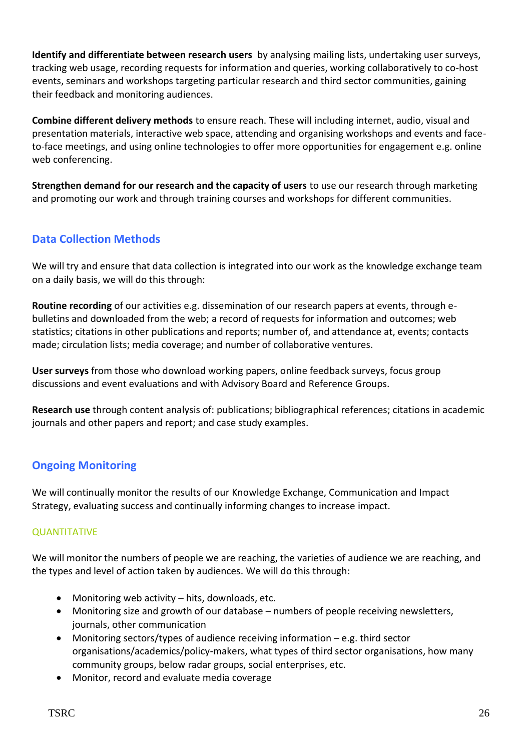**Identify and differentiate between research users** by analysing mailing lists, undertaking user surveys, tracking web usage, recording requests for information and queries, working collaboratively to co-host events, seminars and workshops targeting particular research and third sector communities, gaining their feedback and monitoring audiences.

**Combine different delivery methods** to ensure reach. These will including internet, audio, visual and presentation materials, interactive web space, attending and organising workshops and events and face-to-face meetings, and using online technologies to offer more opportunities for engagement e.g. online web conferencing.

**Strengthen demand for our research and the capacity of users** to use our research through marketing and promoting our work and through training courses and workshops for different communities.

## Data Collection Methods

We will try and ensure that data collection is integrated into our work as the knowledge exchange team on a daily basis, we will do this through:

**Routine recording** of our activities e.g. dissemination of our research papers at events, through e-bulletins and downloaded from the web; a record of requests for information and outcomes; web statistics; citations in other publications and reports; number of, and attendance at, events; contacts made; circulation lists; media coverage; and number of collaborative ventures.

**User surveys** from those who download working papers, online feedback surveys, focus group discussions and event evaluations and with Advisory Board and Reference Groups.

**Research use** through content analysis of: publications; bibliographical references; citations in academic journals and other papers and report; and case study examples.

## Ongoing Monitoring

We will continually monitor the results of our Knowledge Exchange, Communication and Impact Strategy, evaluating success and continually informing changes to increase impact.

### QUANTITATIVE

We will monitor the numbers of people we are reaching, the varieties of audience we are reaching, and the types and level of action taken by audiences. We will do this through:

- Monitoring web activity – hits, downloads, etc.
- Monitoring size and growth of our database – numbers of people receiving newsletters, journals, other communication
- Monitoring sectors/types of audience receiving information – e.g. third sector organisations/academics/policy-makers, what types of third sector organisations, how many community groups, below radar groups, social enterprises, etc.
- Monitor, record and evaluate media coverage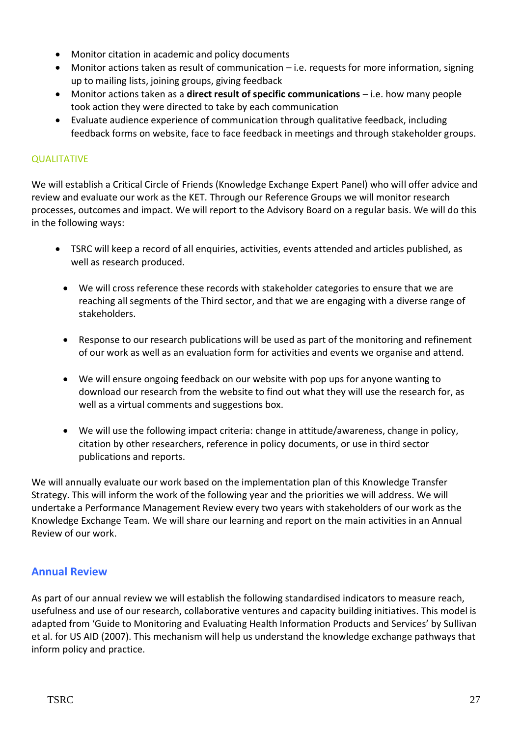- Monitor citation in academic and policy documents
- Monitor actions taken as result of communication – i.e. requests for more information, signing up to mailing lists, joining groups, giving feedback
- Monitor actions taken as a **direct result of specific communications** – i.e. how many people took action they were directed to take by each communication
- Evaluate audience experience of communication through qualitative feedback, including feedback forms on website, face to face feedback in meetings and through stakeholder groups.

### QUALITATIVE

We will establish a Critical Circle of Friends (Knowledge Exchange Expert Panel) who will offer advice and review and evaluate our work as the KET. Through our Reference Groups we will monitor research processes, outcomes and impact. We will report to the Advisory Board on a regular basis. We will do this in the following ways:

- TSRC will keep a record of all enquiries, activities, events attended and articles published, as well as research produced.
- We will cross reference these records with stakeholder categories to ensure that we are reaching all segments of the Third sector, and that we are engaging with a diverse range of stakeholders.
- Response to our research publications will be used as part of the monitoring and refinement of our work as well as an evaluation form for activities and events we organise and attend.
- We will ensure ongoing feedback on our website with pop ups for anyone wanting to download our research from the website to find out what they will use the research for, as well as a virtual comments and suggestions box.
- We will use the following impact criteria: change in attitude/awareness, change in policy, citation by other researchers, reference in policy documents, or use in third sector publications and reports.

We will annually evaluate our work based on the implementation plan of this Knowledge Transfer Strategy. This will inform the work of the following year and the priorities we will address. We will undertake a Performance Management Review every two years with stakeholders of our work as the Knowledge Exchange Team. We will share our learning and report on the main activities in an Annual Review of our work.

## Annual Review

As part of our annual review we will establish the following standardised indicators to measure reach, usefulness and use of our research, collaborative ventures and capacity building initiatives. This model is adapted from 'Guide to Monitoring and Evaluating Health Information Products and Services' by Sullivan et al. for US AID (2007). This mechanism will help us understand the knowledge exchange pathways that inform policy and practice.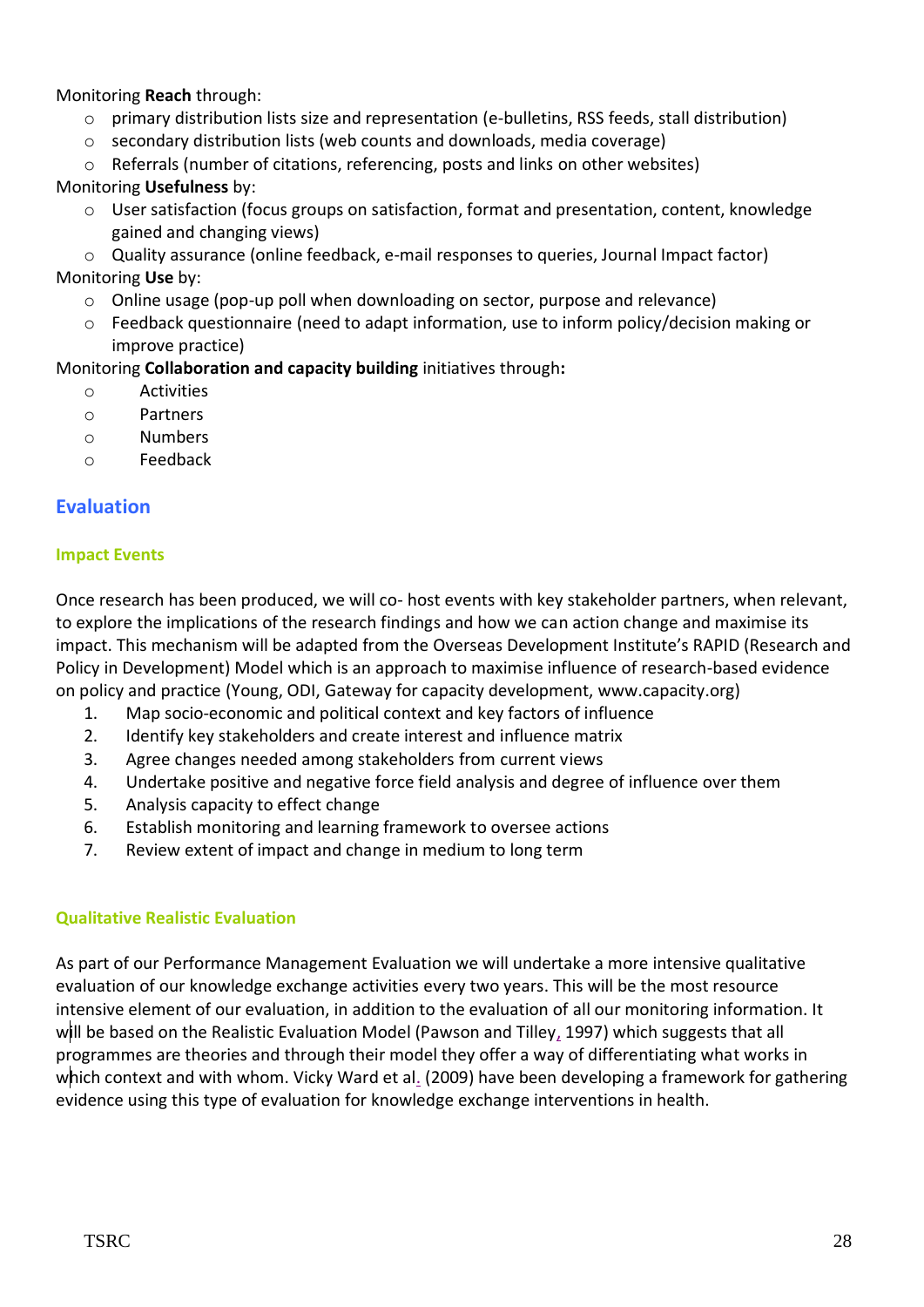Monitoring **Reach** through:

- primary distribution lists size and representation (e-bulletins, RSS feeds, stall distribution)
- secondary distribution lists (web counts and downloads, media coverage)
- Referrals (number of citations, referencing, posts and links on other websites)

Monitoring **Usefulness** by:

- User satisfaction (focus groups on satisfaction, format and presentation, content, knowledge gained and changing views)
- Quality assurance (online feedback, e-mail responses to queries, Journal Impact factor)

Monitoring **Use** by:

- Online usage (pop-up poll when downloading on sector, purpose and relevance)
- Feedback questionnaire (need to adapt information, use to inform policy/decision making or improve practice)

Monitoring **Collaboration and capacity building** initiatives through**:**

- Activities
- Partners
- Numbers
- Feedback

## Evaluation

### Impact Events

Once research has been produced, we will co- host events with key stakeholder partners, when relevant, to explore the implications of the research findings and how we can action change and maximise its impact. This mechanism will be adapted from the Overseas Development Institute's RAPID (Research and Policy in Development) Model which is an approach to maximise influence of research-based evidence on policy and practice (Young, ODI, Gateway for capacity development, www.capacity.org)

1. Map socio-economic and political context and key factors of influence
2. Identify key stakeholders and create interest and influence matrix
3. Agree changes needed among stakeholders from current views
4. Undertake positive and negative force field analysis and degree of influence over them
5. Analysis capacity to effect change
6. Establish monitoring and learning framework to oversee actions
7. Review extent of impact and change in medium to long term

### Qualitative Realistic Evaluation

As part of our Performance Management Evaluation we will undertake a more intensive qualitative evaluation of our knowledge exchange activities every two years. This will be the most resource intensive element of our evaluation, in addition to the evaluation of all our monitoring information. It will be based on the Realistic Evaluation Model (Pawson and Tilley, 1997) which suggests that all programmes are theories and through their model they offer a way of differentiating what works in which context and with whom. Vicky Ward et al. (2009) have been developing a framework for gathering evidence using this type of evaluation for knowledge exchange interventions in health.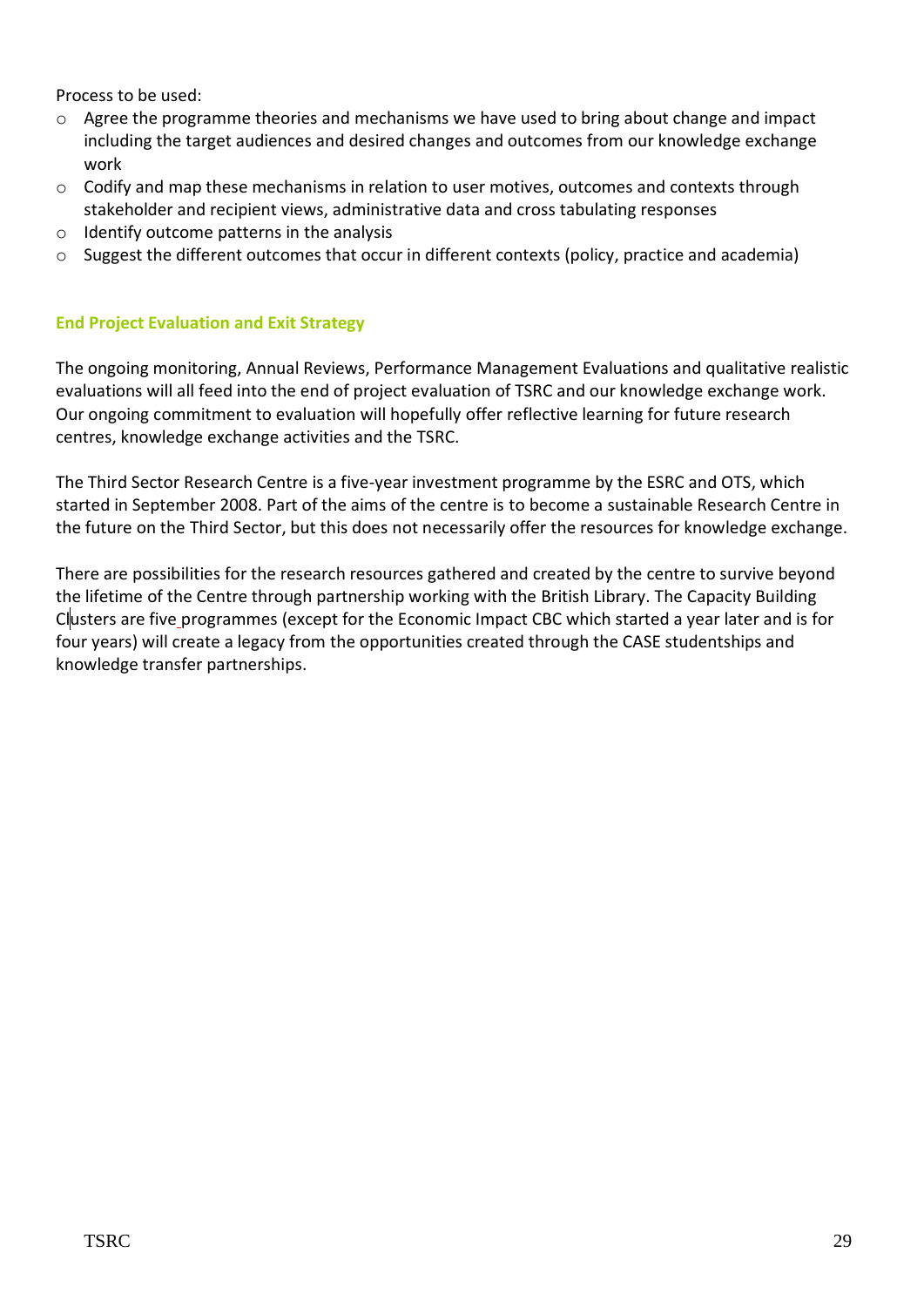Process to be used:

- Agree the programme theories and mechanisms we have used to bring about change and impact including the target audiences and desired changes and outcomes from our knowledge exchange work
- Codify and map these mechanisms in relation to user motives, outcomes and contexts through stakeholder and recipient views, administrative data and cross tabulating responses
- Identify outcome patterns in the analysis
- Suggest the different outcomes that occur in different contexts (policy, practice and academia)

### End Project Evaluation and Exit Strategy

The ongoing monitoring, Annual Reviews, Performance Management Evaluations and qualitative realistic evaluations will all feed into the end of project evaluation of TSRC and our knowledge exchange work. Our ongoing commitment to evaluation will hopefully offer reflective learning for future research centres, knowledge exchange activities and the TSRC.

The Third Sector Research Centre is a five-year investment programme by the ESRC and OTS, which started in September 2008. Part of the aims of the centre is to become a sustainable Research Centre in the future on the Third Sector, but this does not necessarily offer the resources for knowledge exchange.

There are possibilities for the research resources gathered and created by the centre to survive beyond the lifetime of the Centre through partnership working with the British Library. The Capacity Building Clusters are five programmes (except for the Economic Impact CBC which started a year later and is for four years) will create a legacy from the opportunities created through the CASE studentships and knowledge transfer partnerships.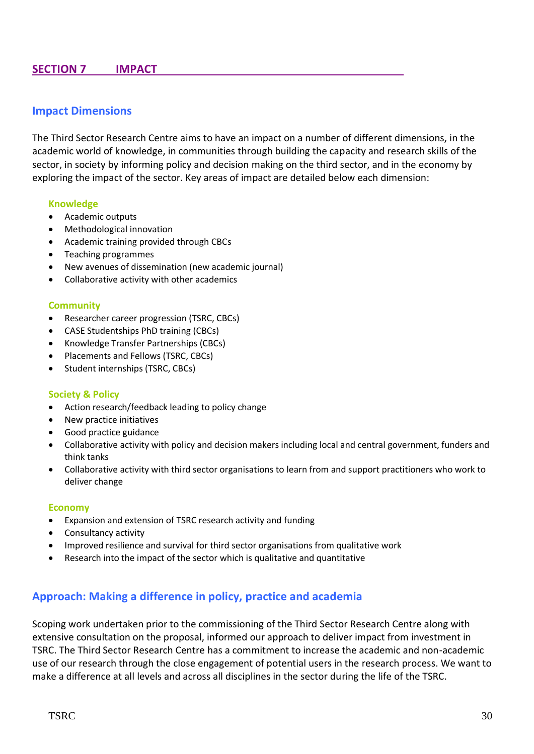## SECTION 7 IMPACT

### Impact Dimensions

The Third Sector Research Centre aims to have an impact on a number of different dimensions, in the academic world of knowledge, in communities through building the capacity and research skills of the sector, in society by informing policy and decision making on the third sector, and in the economy by exploring the impact of the sector. Key areas of impact are detailed below each dimension:

#### Knowledge

- Academic outputs
- Methodological innovation
- Academic training provided through CBCs
- Teaching programmes
- New avenues of dissemination (new academic journal)
- Collaborative activity with other academics

#### Community

- Researcher career progression (TSRC, CBCs)
- CASE Studentships PhD training (CBCs)
- Knowledge Transfer Partnerships (CBCs)
- Placements and Fellows (TSRC, CBCs)
- Student internships (TSRC, CBCs)

#### Society & Policy

- Action research/feedback leading to policy change
- New practice initiatives
- Good practice guidance
- Collaborative activity with policy and decision makers including local and central government, funders and think tanks
- Collaborative activity with third sector organisations to learn from and support practitioners who work to deliver change

#### Economy

- Expansion and extension of TSRC research activity and funding
- Consultancy activity
- Improved resilience and survival for third sector organisations from qualitative work
- Research into the impact of the sector which is qualitative and quantitative

### Approach: Making a difference in policy, practice and academia

Scoping work undertaken prior to the commissioning of the Third Sector Research Centre along with extensive consultation on the proposal, informed our approach to deliver impact from investment in TSRC. The Third Sector Research Centre has a commitment to increase the academic and non-academic use of our research through the close engagement of potential users in the research process. We want to make a difference at all levels and across all disciplines in the sector during the life of the TSRC.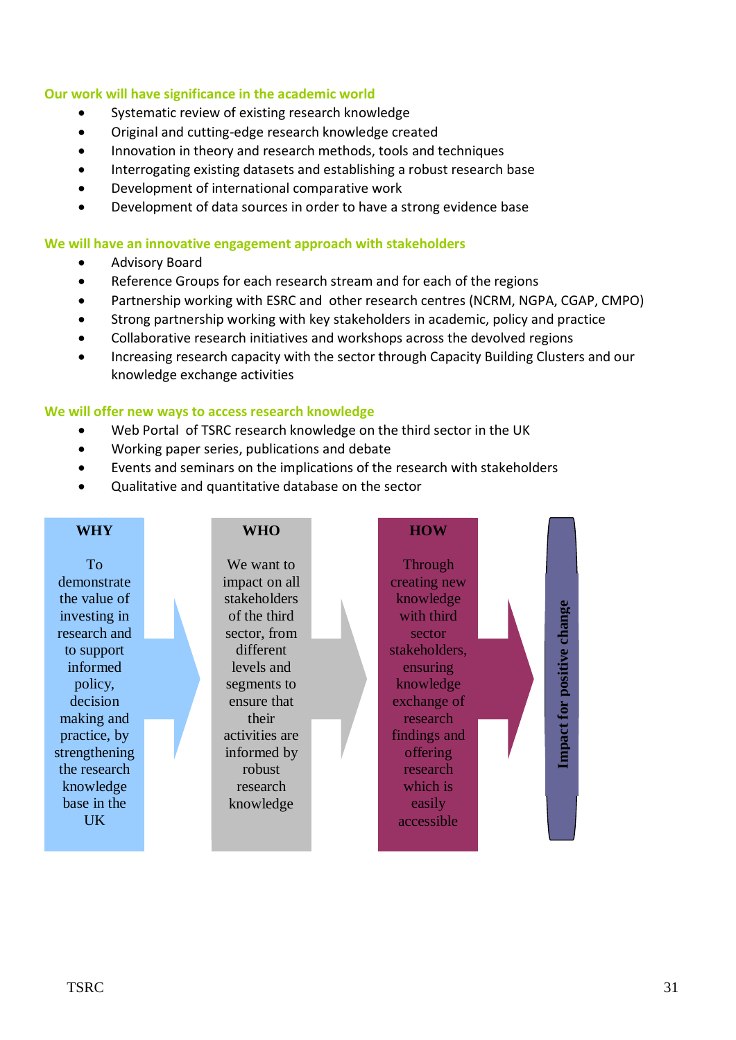### Our work will have significance in the academic world

- Systematic review of existing research knowledge
- Original and cutting-edge research knowledge created
- Innovation in theory and research methods, tools and techniques
- Interrogating existing datasets and establishing a robust research base
- Development of international comparative work
- Development of data sources in order to have a strong evidence base

### We will have an innovative engagement approach with stakeholders

- Advisory Board
- Reference Groups for each research stream and for each of the regions
- Partnership working with ESRC and other research centres (NCRM, NGPA, CGAP, CMPO)
- Strong partnership working with key stakeholders in academic, policy and practice
- Collaborative research initiatives and workshops across the devolved regions
- Increasing research capacity with the sector through Capacity Building Clusters and our knowledge exchange activities

### We will offer new ways to access research knowledge

- Web Portal of TSRC research knowledge on the third sector in the UK
- Working paper series, publications and debate
- Events and seminars on the implications of the research with stakeholders
- Qualitative and quantitative database on the sector

**WHY**

To demonstrate the value of investing in research and to support informed policy, decision making and practice, by strengthening the research knowledge base in the UK

**WHO**

We want to impact on all stakeholders of the third sector, from different levels and segments to ensure that their activities are informed by robust research knowledge

**HOW**

Through creating new knowledge with third sector stakeholders, ensuring knowledge exchange of research findings and offering research which is easily accessible

**Impact for positive change**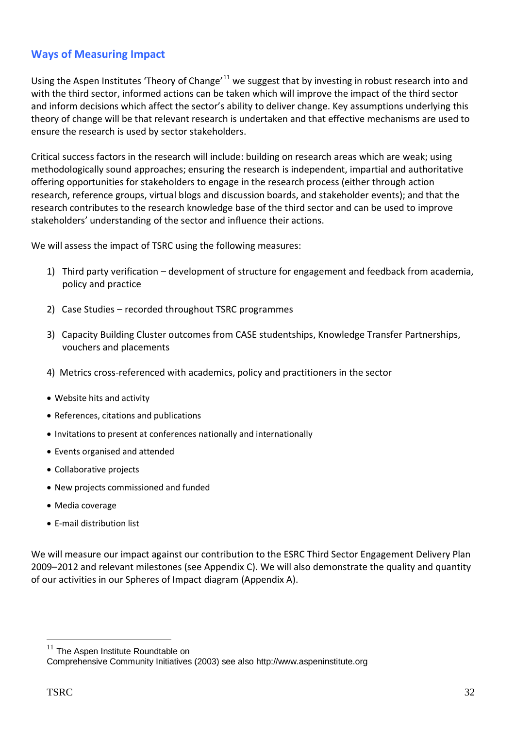## Ways of Measuring Impact

Using the Aspen Institutes 'Theory of Change'[11] we suggest that by investing in robust research into and with the third sector, informed actions can be taken which will improve the impact of the third sector and inform decisions which affect the sector's ability to deliver change. Key assumptions underlying this theory of change will be that relevant research is undertaken and that effective mechanisms are used to ensure the research is used by sector stakeholders.

Critical success factors in the research will include: building on research areas which are weak; using methodologically sound approaches; ensuring the research is independent, impartial and authoritative offering opportunities for stakeholders to engage in the research process (either through action research, reference groups, virtual blogs and discussion boards, and stakeholder events); and that the research contributes to the research knowledge base of the third sector and can be used to improve stakeholders' understanding of the sector and influence their actions.

We will assess the impact of TSRC using the following measures:

1) Third party verification – development of structure for engagement and feedback from academia, policy and practice

2) Case Studies – recorded throughout TSRC programmes

3) Capacity Building Cluster outcomes from CASE studentships, Knowledge Transfer Partnerships, vouchers and placements

4) Metrics cross-referenced with academics, policy and practitioners in the sector

- Website hits and activity
- References, citations and publications
- Invitations to present at conferences nationally and internationally
- Events organised and attended
- Collaborative projects
- New projects commissioned and funded
- Media coverage
- E-mail distribution list

We will measure our impact against our contribution to the ESRC Third Sector Engagement Delivery Plan 2009–2012 and relevant milestones (see Appendix C). We will also demonstrate the quality and quantity of our activities in our Spheres of Impact diagram (Appendix A).

[11] The Aspen Institute Roundtable on Comprehensive Community Initiatives (2003) see also http://www.aspeninstitute.org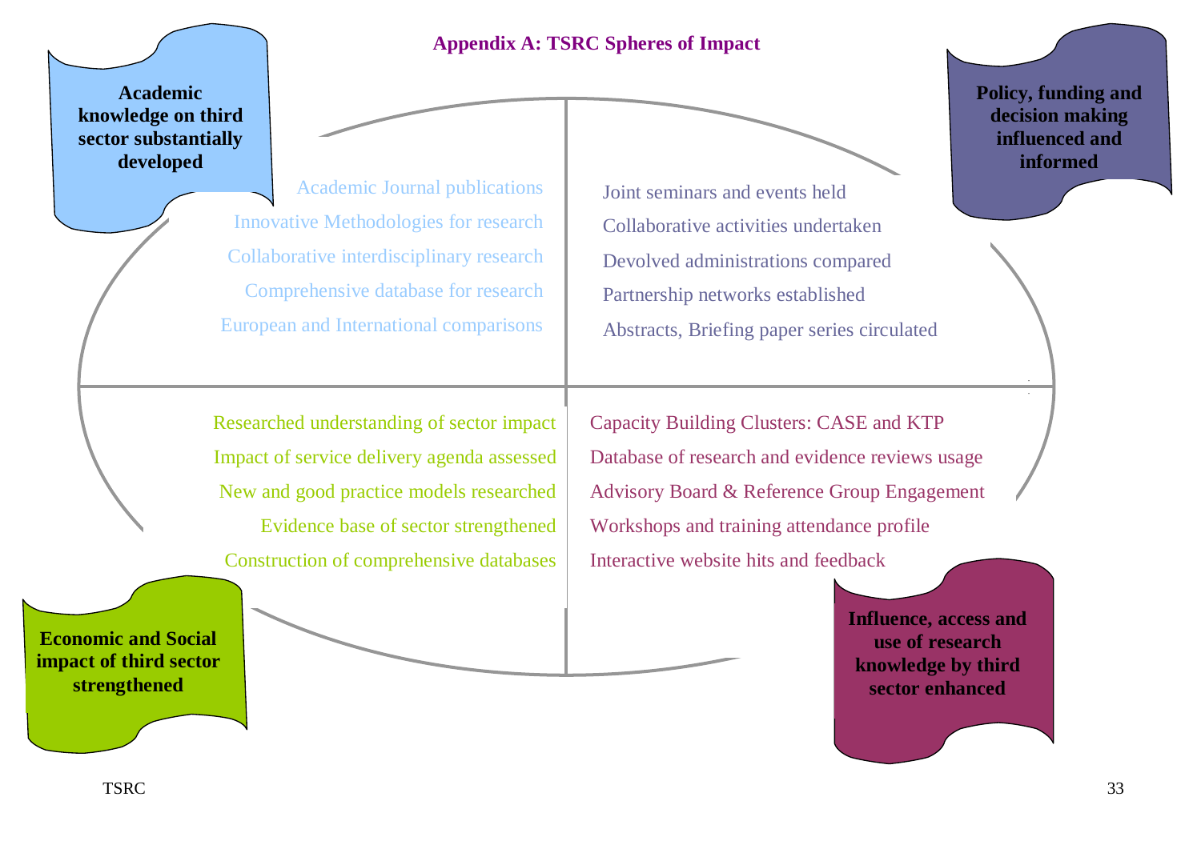## Appendix A: TSRC Spheres of Impact

**Academic knowledge on third sector substantially developed**

- Academic Journal publications
- Innovative Methodologies for research
- Collaborative interdisciplinary research
- Comprehensive database for research
- European and International comparisons

**Policy, funding and decision making influenced and informed**

- Joint seminars and events held
- Collaborative activities undertaken
- Devolved administrations compared
- Partnership networks established
- Abstracts, Briefing paper series circulated

**Economic and Social impact of third sector strengthened**

- Researched understanding of sector impact
- Impact of service delivery agenda assessed
- New and good practice models researched
- Evidence base of sector strengthened
- Construction of comprehensive databases

**Influence, access and use of research knowledge by third sector enhanced**

- Capacity Building Clusters: CASE and KTP
- Database of research and evidence reviews usage
- Advisory Board & Reference Group Engagement
- Workshops and training attendance profile
- Interactive website hits and feedback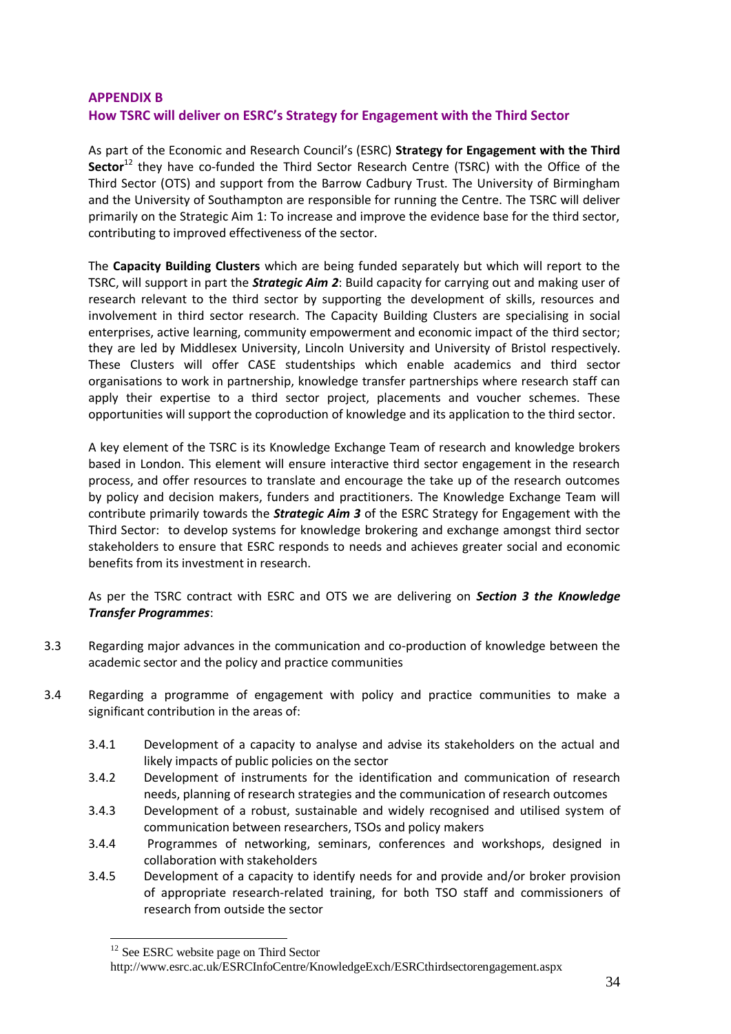## APPENDIX B
## How TSRC will deliver on ESRC's Strategy for Engagement with the Third Sector

As part of the Economic and Research Council's (ESRC) **Strategy for Engagement with the Third Sector**[12] they have co-funded the Third Sector Research Centre (TSRC) with the Office of the Third Sector (OTS) and support from the Barrow Cadbury Trust. The University of Birmingham and the University of Southampton are responsible for running the Centre. The TSRC will deliver primarily on the Strategic Aim 1: To increase and improve the evidence base for the third sector, contributing to improved effectiveness of the sector.

The **Capacity Building Clusters** which are being funded separately but which will report to the TSRC, will support in part the ***Strategic Aim 2***: Build capacity for carrying out and making user of research relevant to the third sector by supporting the development of skills, resources and involvement in third sector research. The Capacity Building Clusters are specialising in social enterprises, active learning, community empowerment and economic impact of the third sector; they are led by Middlesex University, Lincoln University and University of Bristol respectively. These Clusters will offer CASE studentships which enable academics and third sector organisations to work in partnership, knowledge transfer partnerships where research staff can apply their expertise to a third sector project, placements and voucher schemes. These opportunities will support the coproduction of knowledge and its application to the third sector.

A key element of the TSRC is its Knowledge Exchange Team of research and knowledge brokers based in London. This element will ensure interactive third sector engagement in the research process, and offer resources to translate and encourage the take up of the research outcomes by policy and decision makers, funders and practitioners. The Knowledge Exchange Team will contribute primarily towards the ***Strategic Aim 3*** of the ESRC Strategy for Engagement with the Third Sector: to develop systems for knowledge brokering and exchange amongst third sector stakeholders to ensure that ESRC responds to needs and achieves greater social and economic benefits from its investment in research.

As per the TSRC contract with ESRC and OTS we are delivering on ***Section 3 the Knowledge Transfer Programmes***:

3.3 Regarding major advances in the communication and co-production of knowledge between the academic sector and the policy and practice communities

3.4 Regarding a programme of engagement with policy and practice communities to make a significant contribution in the areas of:

- 3.4.1 Development of a capacity to analyse and advise its stakeholders on the actual and likely impacts of public policies on the sector
- 3.4.2 Development of instruments for the identification and communication of research needs, planning of research strategies and the communication of research outcomes
- 3.4.3 Development of a robust, sustainable and widely recognised and utilised system of communication between researchers, TSOs and policy makers
- 3.4.4 Programmes of networking, seminars, conferences and workshops, designed in collaboration with stakeholders
- 3.4.5 Development of a capacity to identify needs for and provide and/or broker provision of appropriate research-related training, for both TSO staff and commissioners of research from outside the sector

---

[12] See ESRC website page on Third Sector http://www.esrc.ac.uk/ESRCInfoCentre/KnowledgeExch/ESRCthirdsectorengagement.aspx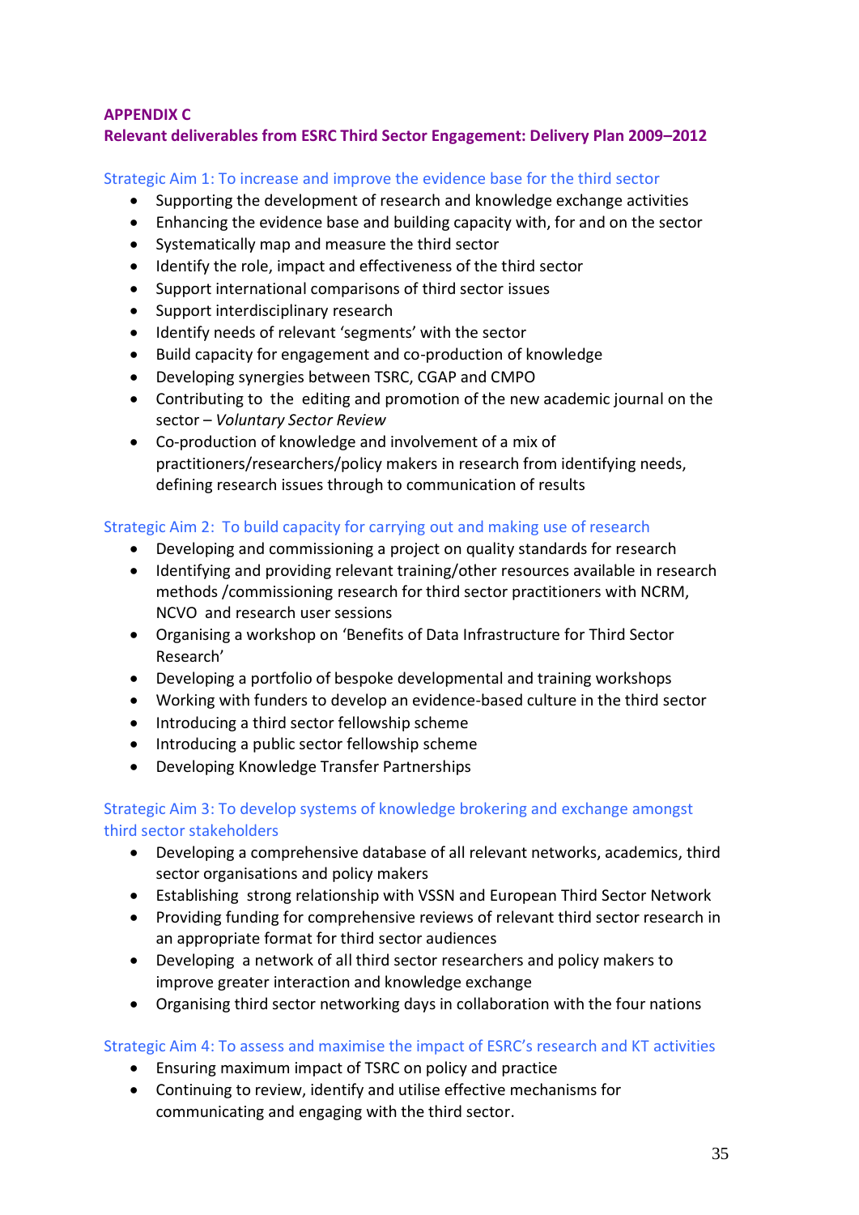## APPENDIX C

## Relevant deliverables from ESRC Third Sector Engagement: Delivery Plan 2009–2012

### Strategic Aim 1: To increase and improve the evidence base for the third sector

- Supporting the development of research and knowledge exchange activities
- Enhancing the evidence base and building capacity with, for and on the sector
- Systematically map and measure the third sector
- Identify the role, impact and effectiveness of the third sector
- Support international comparisons of third sector issues
- Support interdisciplinary research
- Identify needs of relevant 'segments' with the sector
- Build capacity for engagement and co-production of knowledge
- Developing synergies between TSRC, CGAP and CMPO
- Contributing to the editing and promotion of the new academic journal on the sector – *Voluntary Sector Review*
- Co-production of knowledge and involvement of a mix of practitioners/researchers/policy makers in research from identifying needs, defining research issues through to communication of results

### Strategic Aim 2: To build capacity for carrying out and making use of research

- Developing and commissioning a project on quality standards for research
- Identifying and providing relevant training/other resources available in research methods /commissioning research for third sector practitioners with NCRM, NCVO and research user sessions
- Organising a workshop on 'Benefits of Data Infrastructure for Third Sector Research'
- Developing a portfolio of bespoke developmental and training workshops
- Working with funders to develop an evidence-based culture in the third sector
- Introducing a third sector fellowship scheme
- Introducing a public sector fellowship scheme
- Developing Knowledge Transfer Partnerships

### Strategic Aim 3: To develop systems of knowledge brokering and exchange amongst third sector stakeholders

- Developing a comprehensive database of all relevant networks, academics, third sector organisations and policy makers
- Establishing strong relationship with VSSN and European Third Sector Network
- Providing funding for comprehensive reviews of relevant third sector research in an appropriate format for third sector audiences
- Developing a network of all third sector researchers and policy makers to improve greater interaction and knowledge exchange
- Organising third sector networking days in collaboration with the four nations

### Strategic Aim 4: To assess and maximise the impact of ESRC's research and KT activities

- Ensuring maximum impact of TSRC on policy and practice
- Continuing to review, identify and utilise effective mechanisms for communicating and engaging with the third sector.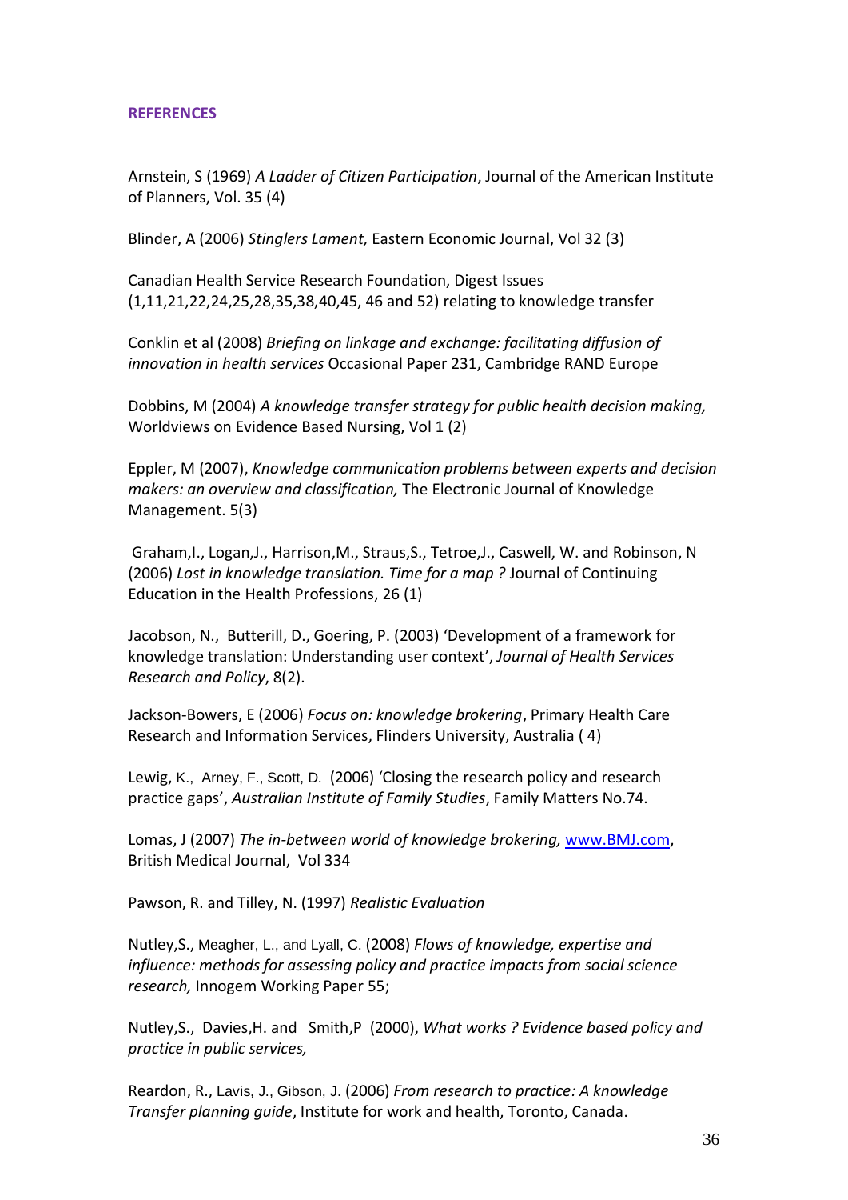**REFERENCES**

Arnstein, S (1969) *A Ladder of Citizen Participation*, Journal of the American Institute of Planners, Vol. 35 (4)

Blinder, A (2006) *Stinglers Lament,* Eastern Economic Journal, Vol 32 (3)

Canadian Health Service Research Foundation, Digest Issues (1,11,21,22,24,25,28,35,38,40,45, 46 and 52) relating to knowledge transfer

Conklin et al (2008) *Briefing on linkage and exchange: facilitating diffusion of innovation in health services* Occasional Paper 231, Cambridge RAND Europe

Dobbins, M (2004) *A knowledge transfer strategy for public health decision making,* Worldviews on Evidence Based Nursing, Vol 1 (2)

Eppler, M (2007), *Knowledge communication problems between experts and decision makers: an overview and classification,* The Electronic Journal of Knowledge Management. 5(3)

Graham,I., Logan,J., Harrison,M., Straus,S., Tetroe,J., Caswell, W. and Robinson, N (2006) *Lost in knowledge translation. Time for a map ?* Journal of Continuing Education in the Health Professions, 26 (1)

Jacobson, N., Butterill, D., Goering, P. (2003) 'Development of a framework for knowledge translation: Understanding user context', *Journal of Health Services Research and Policy*, 8(2).

Jackson-Bowers, E (2006) *Focus on: knowledge brokering*, Primary Health Care Research and Information Services, Flinders University, Australia ( 4)

Lewig, K., Arney, F., Scott, D. (2006) 'Closing the research policy and research practice gaps', *Australian Institute of Family Studies*, Family Matters No.74.

Lomas, J (2007) *The in-between world of knowledge brokering,* www.BMJ.com, British Medical Journal, Vol 334

Pawson, R. and Tilley, N. (1997) *Realistic Evaluation*

Nutley,S., Meagher, L., and Lyall, C. (2008) *Flows of knowledge, expertise and influence: methods for assessing policy and practice impacts from social science research,* Innogem Working Paper 55;

Nutley,S., Davies,H. and Smith,P (2000), *What works ? Evidence based policy and practice in public services,*

Reardon, R., Lavis, J., Gibson, J. (2006) *From research to practice: A knowledge Transfer planning guide*, Institute for work and health, Toronto, Canada.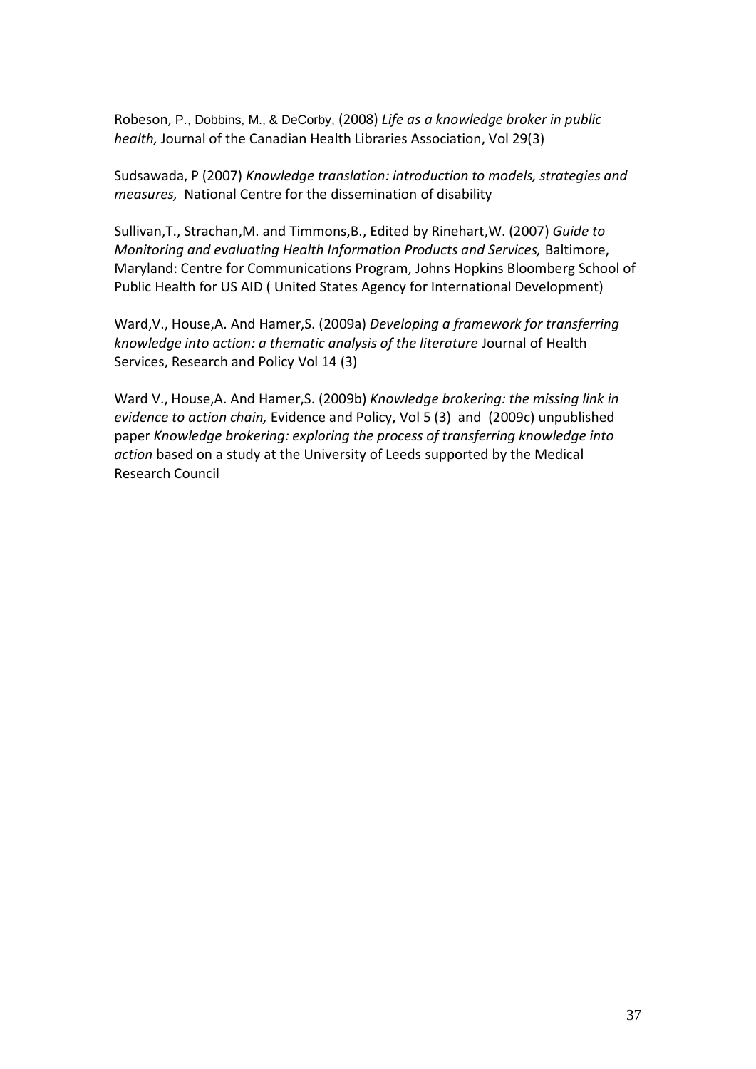Robeson, P., Dobbins, M., & DeCorby, (2008) *Life as a knowledge broker in public health,* Journal of the Canadian Health Libraries Association, Vol 29(3)

Sudsawada, P (2007) *Knowledge translation: introduction to models, strategies and measures,* National Centre for the dissemination of disability

Sullivan,T., Strachan,M. and Timmons,B., Edited by Rinehart,W. (2007) *Guide to Monitoring and evaluating Health Information Products and Services,* Baltimore, Maryland: Centre for Communications Program, Johns Hopkins Bloomberg School of Public Health for US AID ( United States Agency for International Development)

Ward,V., House,A. And Hamer,S. (2009a) *Developing a framework for transferring knowledge into action: a thematic analysis of the literature* Journal of Health Services, Research and Policy Vol 14 (3)

Ward V., House,A. And Hamer,S. (2009b) *Knowledge brokering: the missing link in evidence to action chain,* Evidence and Policy, Vol 5 (3) and (2009c) unpublished paper *Knowledge brokering: exploring the process of transferring knowledge into action* based on a study at the University of Leeds supported by the Medical Research Council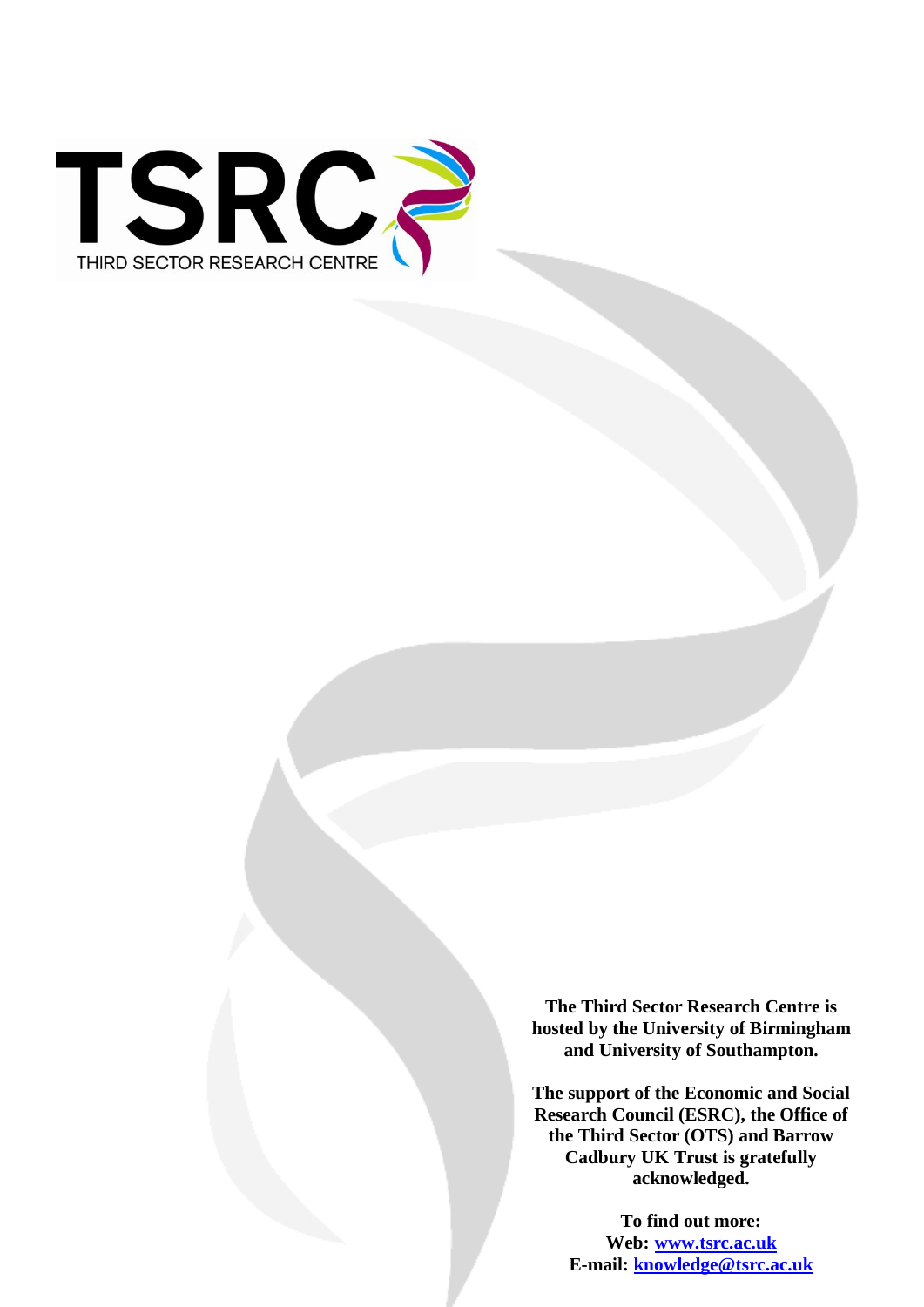TSRC

THIRD SECTOR RESEARCH CENTRE

**The Third Sector Research Centre is hosted by the University of Birmingham and University of Southampton.**

**The support of the Economic and Social Research Council (ESRC), the Office of the Third Sector (OTS) and Barrow Cadbury UK Trust is gratefully acknowledged.**

**To find out more:**
**Web: www.tsrc.ac.uk**
**E-mail: knowledge@tsrc.ac.uk**